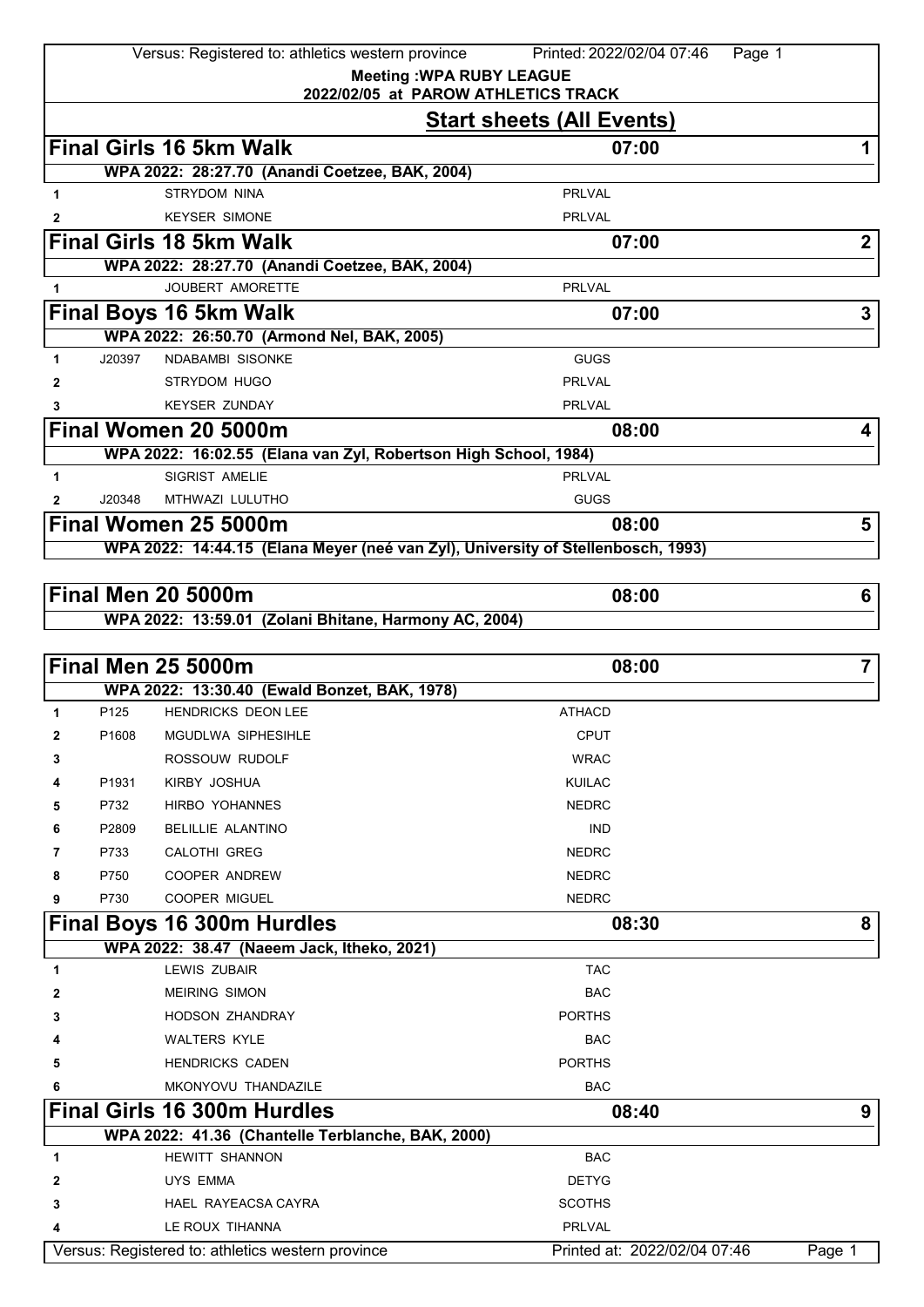**Meeting :WPA RUBY LEAGUE**
**2022/02/05 at PAROW ATHLETICS TRACK**

## Start sheets (All Events)

### Final Girls 16 5km Walk — 07:00 — 1

WPA 2022: 28:27.70 (Anandi Coetzee, BAK, 2004)

| | | Name | Club |
|---|---|---|---|
| 1 | | STRYDOM NINA | PRLVAL |
| 2 | | KEYSER SIMONE | PRLVAL |

### Final Girls 18 5km Walk — 07:00 — 2

WPA 2022: 28:27.70 (Anandi Coetzee, BAK, 2004)

| | | Name | Club |
|---|---|---|---|
| 1 | | JOUBERT AMORETTE | PRLVAL |

### Final Boys 16 5km Walk — 07:00 — 3

WPA 2022: 26:50.70 (Armond Nel, BAK, 2005)

| | | Name | Club |
|---|---|---|---|
| 1 | J20397 | NDABAMBI SISONKE | GUGS |
| 2 | | STRYDOM HUGO | PRLVAL |
| 3 | | KEYSER ZUNDAY | PRLVAL |

### Final Women 20 5000m — 08:00 — 4

WPA 2022: 16:02.55 (Elana van Zyl, Robertson High School, 1984)

| | | Name | Club |
|---|---|---|---|
| 1 | | SIGRIST AMELIE | PRLVAL |
| 2 | J20348 | MTHWAZI LULUTHO | GUGS |

### Final Women 25 5000m — 08:00 — 5

WPA 2022: 14:44.15 (Elana Meyer (neé van Zyl), University of Stellenbosch, 1993)

### Final Men 20 5000m — 08:00 — 6

WPA 2022: 13:59.01 (Zolani Bhitane, Harmony AC, 2004)

### Final Men 25 5000m — 08:00 — 7

WPA 2022: 13:30.40 (Ewald Bonzet, BAK, 1978)

| | | Name | Club |
|---|---|---|---|
| 1 | P125 | HENDRICKS DEON LEE | ATHACD |
| 2 | P1608 | MGUDLWA SIPHESIHLE | CPUT |
| 3 | | ROSSOUW RUDOLF | WRAC |
| 4 | P1931 | KIRBY JOSHUA | KUILAC |
| 5 | P732 | HIRBO YOHANNES | NEDRC |
| 6 | P2809 | BELILLIE ALANTINO | IND |
| 7 | P733 | CALOTHI GREG | NEDRC |
| 8 | P750 | COOPER ANDREW | NEDRC |
| 9 | P730 | COOPER MIGUEL | NEDRC |

### Final Boys 16 300m Hurdles — 08:30 — 8

WPA 2022: 38.47 (Naeem Jack, Itheko, 2021)

| | | Name | Club |
|---|---|---|---|
| 1 | | LEWIS ZUBAIR | TAC |
| 2 | | MEIRING SIMON | BAC |
| 3 | | HODSON ZHANDRAY | PORTHS |
| 4 | | WALTERS KYLE | BAC |
| 5 | | HENDRICKS CADEN | PORTHS |
| 6 | | MKONYOVU THANDAZILE | BAC |

### Final Girls 16 300m Hurdles — 08:40 — 9

WPA 2022: 41.36 (Chantelle Terblanche, BAK, 2000)

| | | Name | Club |
|---|---|---|---|
| 1 | | HEWITT SHANNON | BAC |
| 2 | | UYS EMMA | DETYG |
| 3 | | HAEL RAYEACSA CAYRA | SCOTHS |
| 4 | | LE ROUX TIHANNA | PRLVAL |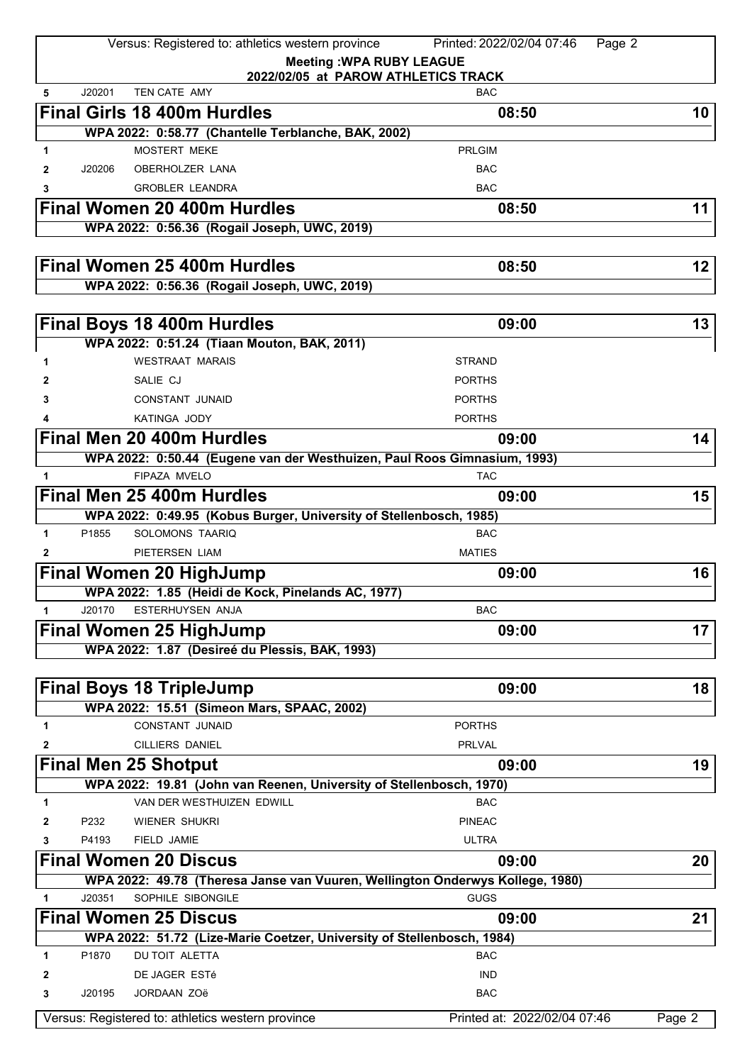**Meeting :WPA RUBY LEAGUE**

**2022/02/05 at PAROW ATHLETICS TRACK**

| 5 | J20201 | TEN CATE AMY | BAC |
|---|---|---|---|

## Final Girls 18 400m Hurdles — 08:50 — 10

**WPA 2022: 0:58.77 (Chantelle Terblanche, BAK, 2002)**

| | | | |
|---|---|---|---|
| 1 | | MOSTERT MEKE | PRLGIM |
| 2 | J20206 | OBERHOLZER LANA | BAC |
| 3 | | GROBLER LEANDRA | BAC |

## Final Women 20 400m Hurdles — 08:50 — 11

**WPA 2022: 0:56.36 (Rogail Joseph, UWC, 2019)**

## Final Women 25 400m Hurdles — 08:50 — 12

**WPA 2022: 0:56.36 (Rogail Joseph, UWC, 2019)**

## Final Boys 18 400m Hurdles — 09:00 — 13

**WPA 2022: 0:51.24 (Tiaan Mouton, BAK, 2011)**

| | | | |
|---|---|---|---|
| 1 | | WESTRAAT MARAIS | STRAND |
| 2 | | SALIE CJ | PORTHS |
| 3 | | CONSTANT JUNAID | PORTHS |
| 4 | | KATINGA JODY | PORTHS |

## Final Men 20 400m Hurdles — 09:00 — 14

**WPA 2022: 0:50.44 (Eugene van der Westhuizen, Paul Roos Gimnasium, 1993)**

| | | | |
|---|---|---|---|
| 1 | | FIPAZA MVELO | TAC |

## Final Men 25 400m Hurdles — 09:00 — 15

**WPA 2022: 0:49.95 (Kobus Burger, University of Stellenbosch, 1985)**

| | | | |
|---|---|---|---|
| 1 | P1855 | SOLOMONS TAARIQ | BAC |
| 2 | | PIETERSEN LIAM | MATIES |

## Final Women 20 HighJump — 09:00 — 16

**WPA 2022: 1.85 (Heidi de Kock, Pinelands AC, 1977)**

| | | | |
|---|---|---|---|
| 1 | J20170 | ESTERHUYSEN ANJA | BAC |

## Final Women 25 HighJump — 09:00 — 17

**WPA 2022: 1.87 (Desireé du Plessis, BAK, 1993)**

## Final Boys 18 TripleJump — 09:00 — 18

**WPA 2022: 15.51 (Simeon Mars, SPAAC, 2002)**

| | | | |
|---|---|---|---|
| 1 | | CONSTANT JUNAID | PORTHS |
| 2 | | CILLIERS DANIEL | PRLVAL |

## Final Men 25 Shotput — 09:00 — 19

**WPA 2022: 19.81 (John van Reenen, University of Stellenbosch, 1970)**

| | | | |
|---|---|---|---|
| 1 | | VAN DER WESTHUIZEN EDWILL | BAC |
| 2 | P232 | WIENER SHUKRI | PINEAC |
| 3 | P4193 | FIELD JAMIE | ULTRA |

## Final Women 20 Discus — 09:00 — 20

**WPA 2022: 49.78 (Theresa Janse van Vuuren, Wellington Onderwys Kollege, 1980)**

| | | | |
|---|---|---|---|
| 1 | J20351 | SOPHILE SIBONGILE | GUGS |

## Final Women 25 Discus — 09:00 — 21

**WPA 2022: 51.72 (Lize-Marie Coetzer, University of Stellenbosch, 1984)**

| | | | |
|---|---|---|---|
| 1 | P1870 | DU TOIT ALETTA | BAC |
| 2 | | DE JAGER ESTé | IND |
| 3 | J20195 | JORDAAN ZOë | BAC |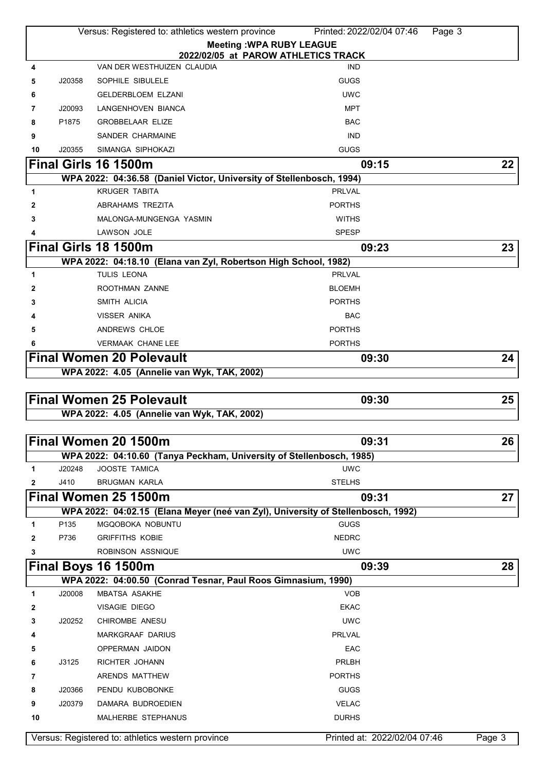**Meeting :WPA RUBY LEAGUE**
**2022/02/05 at PAROW ATHLETICS TRACK**

| | | | |
|---|---|---|---|
| 4 | | VAN DER WESTHUIZEN CLAUDIA | IND |
| 5 | J20358 | SOPHILE SIBULELE | GUGS |
| 6 | | GELDERBLOEM ELZANI | UWC |
| 7 | J20093 | LANGENHOVEN BIANCA | MPT |
| 8 | P1875 | GROBBELAAR ELIZE | BAC |
| 9 | | SANDER CHARMAINE | IND |
| 10 | J20355 | SIMANGA SIPHOKAZI | GUGS |

## Final Girls 16 1500m — 09:15 — 22

**WPA 2022: 04:36.58 (Daniel Victor, University of Stellenbosch, 1994)**

| | | | |
|---|---|---|---|
| 1 | | KRUGER TABITA | PRLVAL |
| 2 | | ABRAHAMS TREZITA | PORTHS |
| 3 | | MALONGA-MUNGENGA YASMIN | WITHS |
| 4 | | LAWSON JOLE | SPESP |

## Final Girls 18 1500m — 09:23 — 23

**WPA 2022: 04:18.10 (Elana van Zyl, Robertson High School, 1982)**

| | | | |
|---|---|---|---|
| 1 | | TULIS LEONA | PRLVAL |
| 2 | | ROOTHMAN ZANNE | BLOEMH |
| 3 | | SMITH ALICIA | PORTHS |
| 4 | | VISSER ANIKA | BAC |
| 5 | | ANDREWS CHLOE | PORTHS |
| 6 | | VERMAAK CHANE LEE | PORTHS |

## Final Women 20 Polevault — 09:30 — 24

**WPA 2022: 4.05 (Annelie van Wyk, TAK, 2002)**

## Final Women 25 Polevault — 09:30 — 25

**WPA 2022: 4.05 (Annelie van Wyk, TAK, 2002)**

## Final Women 20 1500m — 09:31 — 26

**WPA 2022: 04:10.60 (Tanya Peckham, University of Stellenbosch, 1985)**

| | | | |
|---|---|---|---|
| 1 | J20248 | JOOSTE TAMICA | UWC |
| 2 | J410 | BRUGMAN KARLA | STELHS |

## Final Women 25 1500m — 09:31 — 27

**WPA 2022: 04:02.15 (Elana Meyer (neé van Zyl), University of Stellenbosch, 1992)**

| | | | |
|---|---|---|---|
| 1 | P135 | MGQOBOKA NOBUNTU | GUGS |
| 2 | P736 | GRIFFITHS KOBIE | NEDRC |
| 3 | | ROBINSON ASSNIQUE | UWC |

## Final Boys 16 1500m — 09:39 — 28

**WPA 2022: 04:00.50 (Conrad Tesnar, Paul Roos Gimnasium, 1990)**

| | | | |
|---|---|---|---|
| 1 | J20008 | MBATSA ASAKHE | VOB |
| 2 | | VISAGIE DIEGO | EKAC |
| 3 | J20252 | CHIROMBE ANESU | UWC |
| 4 | | MARKGRAAF DARIUS | PRLVAL |
| 5 | | OPPERMAN JAIDON | EAC |
| 6 | J3125 | RICHTER JOHANN | PRLBH |
| 7 | | ARENDS MATTHEW | PORTHS |
| 8 | J20366 | PENDU KUBOBONKE | GUGS |
| 9 | J20379 | DAMARA BUDROEDIEN | VELAC |
| 10 | | MALHERBE STEPHANUS | DURHS |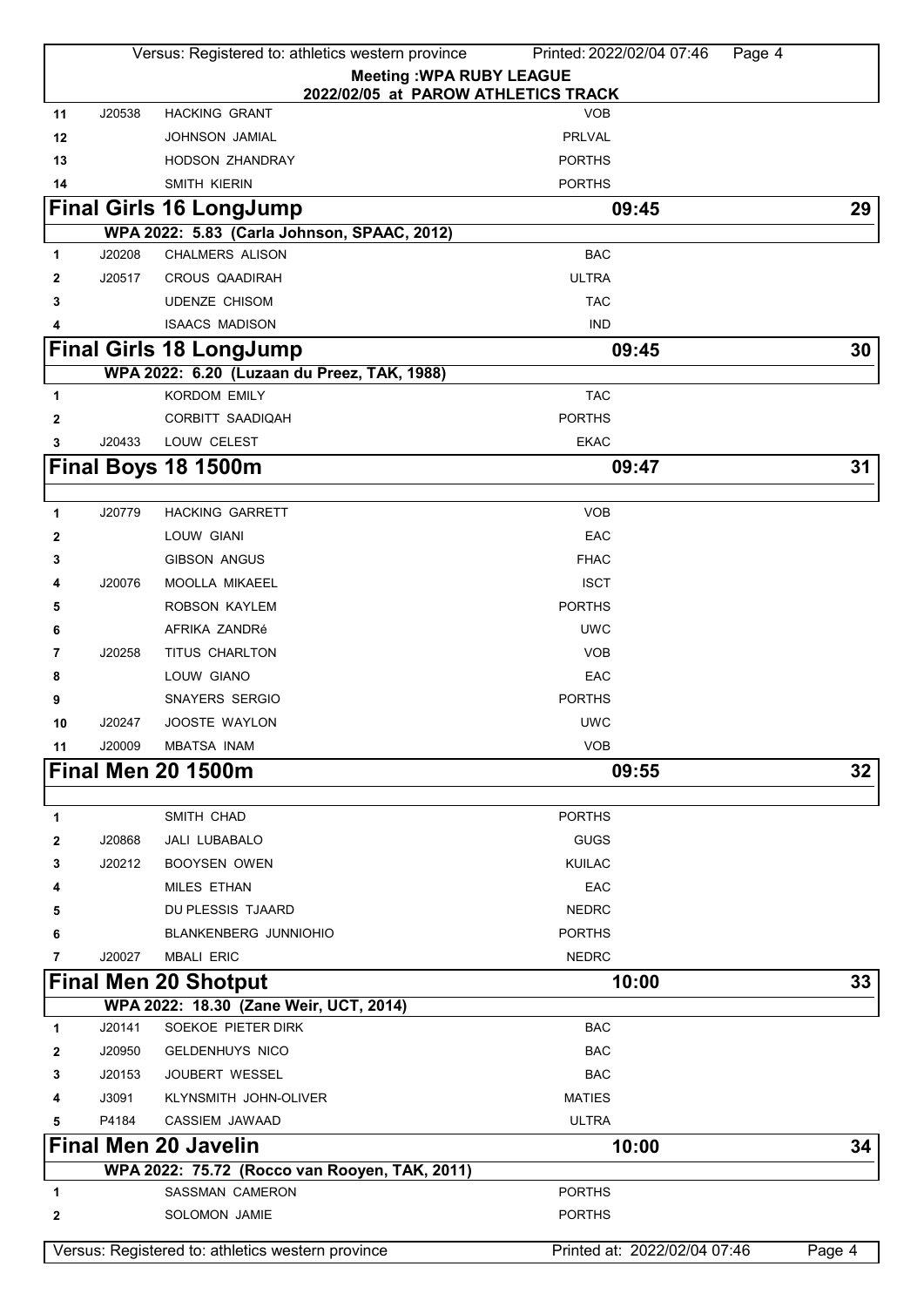**Meeting :WPA RUBY LEAGUE**
**2022/02/05 at PAROW ATHLETICS TRACK**

| 11 | J20538 | HACKING GRANT | VOB |
|---|---|---|---|
| 12 | | JOHNSON JAMIAL | PRLVAL |
| 13 | | HODSON ZHANDRAY | PORTHS |
| 14 | | SMITH KIERIN | PORTHS |

## Final Girls 16 LongJump — 09:45 — 29

**WPA 2022: 5.83 (Carla Johnson, SPAAC, 2012)**

| 1 | J20208 | CHALMERS ALISON | BAC |
|---|---|---|---|
| 2 | J20517 | CROUS QAADIRAH | ULTRA |
| 3 | | UDENZE CHISOM | TAC |
| 4 | | ISAACS MADISON | IND |

## Final Girls 18 LongJump — 09:45 — 30

**WPA 2022: 6.20 (Luzaan du Preez, TAK, 1988)**

| 1 | | KORDOM EMILY | TAC |
|---|---|---|---|
| 2 | | CORBITT SAADIQAH | PORTHS |
| 3 | J20433 | LOUW CELEST | EKAC |

## Final Boys 18 1500m — 09:47 — 31

| 1 | J20779 | HACKING GARRETT | VOB |
|---|---|---|---|
| 2 | | LOUW GIANI | EAC |
| 3 | | GIBSON ANGUS | FHAC |
| 4 | J20076 | MOOLLA MIKAEEL | ISCT |
| 5 | | ROBSON KAYLEM | PORTHS |
| 6 | | AFRIKA ZANDRé | UWC |
| 7 | J20258 | TITUS CHARLTON | VOB |
| 8 | | LOUW GIANO | EAC |
| 9 | | SNAYERS SERGIO | PORTHS |
| 10 | J20247 | JOOSTE WAYLON | UWC |
| 11 | J20009 | MBATSA INAM | VOB |

## Final Men 20 1500m — 09:55 — 32

| 1 | | SMITH CHAD | PORTHS |
|---|---|---|---|
| 2 | J20868 | JALI LUBABALO | GUGS |
| 3 | J20212 | BOOYSEN OWEN | KUILAC |
| 4 | | MILES ETHAN | EAC |
| 5 | | DU PLESSIS TJAARD | NEDRC |
| 6 | | BLANKENBERG JUNNIOHIO | PORTHS |
| 7 | J20027 | MBALI ERIC | NEDRC |

## Final Men 20 Shotput — 10:00 — 33

**WPA 2022: 18.30 (Zane Weir, UCT, 2014)**

| 1 | J20141 | SOEKOE PIETER DIRK | BAC |
|---|---|---|---|
| 2 | J20950 | GELDENHUYS NICO | BAC |
| 3 | J20153 | JOUBERT WESSEL | BAC |
| 4 | J3091 | KLYNSMITH JOHN-OLIVER | MATIES |
| 5 | P4184 | CASSIEM JAWAAD | ULTRA |

## Final Men 20 Javelin — 10:00 — 34

**WPA 2022: 75.72 (Rocco van Rooyen, TAK, 2011)**

| 1 | | SASSMAN CAMERON | PORTHS |
|---|---|---|---|
| 2 | | SOLOMON JAMIE | PORTHS |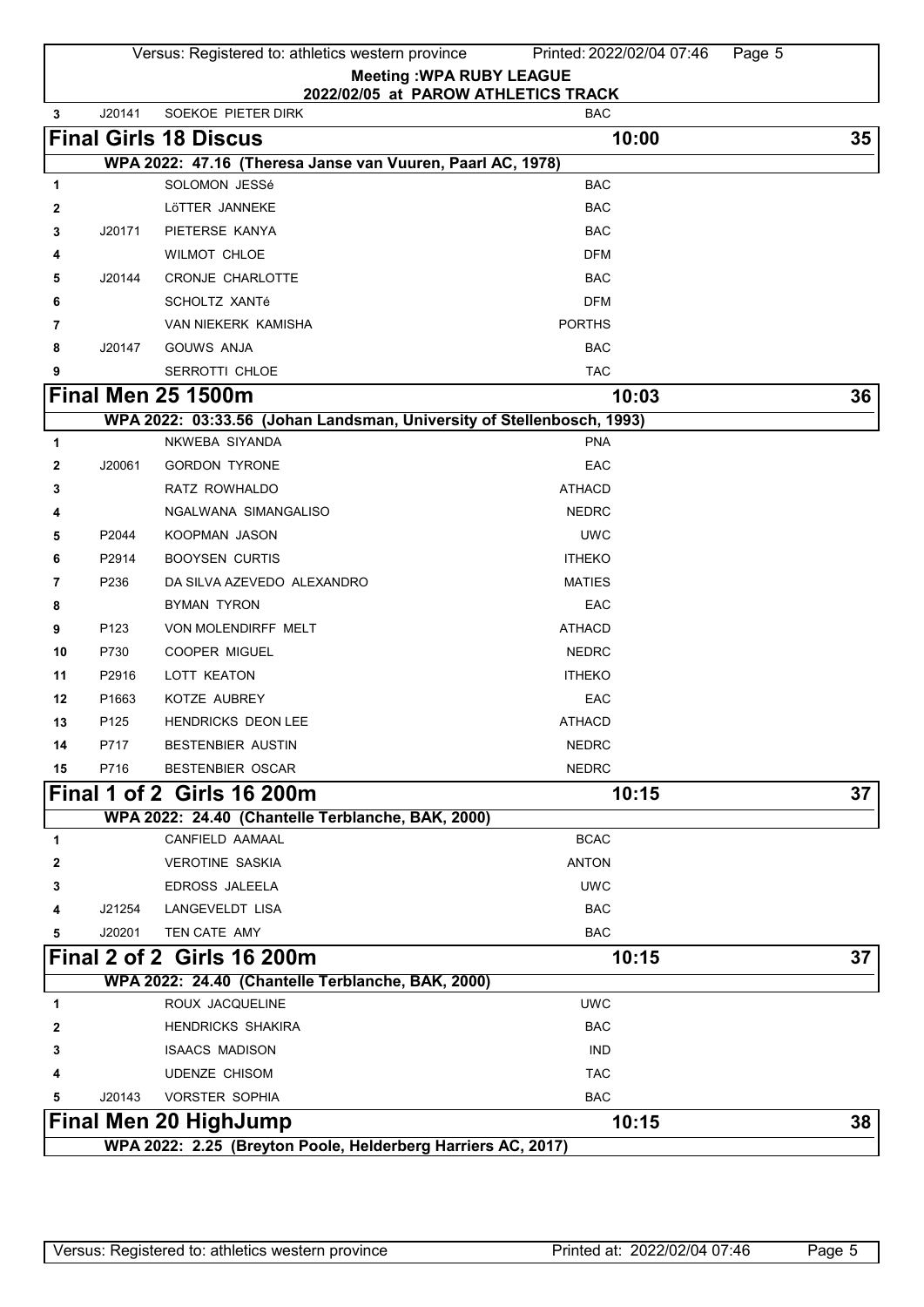**Meeting :WPA RUBY LEAGUE**
**2022/02/05 at PAROW ATHLETICS TRACK**

| | | | |
|---|---|---|---|
| 3 | J20141 | SOEKOE PIETER DIRK | BAC |

## Final Girls 18 Discus — 10:00 — 35

WPA 2022: 47.16 (Theresa Janse van Vuuren, Paarl AC, 1978)

| # | No. | Name | Club |
|---|---|---|---|
| 1 | | SOLOMON JESSé | BAC |
| 2 | | LöTTER JANNEKE | BAC |
| 3 | J20171 | PIETERSE KANYA | BAC |
| 4 | | WILMOT CHLOE | DFM |
| 5 | J20144 | CRONJE CHARLOTTE | BAC |
| 6 | | SCHOLTZ XANTé | DFM |
| 7 | | VAN NIEKERK KAMISHA | PORTHS |
| 8 | J20147 | GOUWS ANJA | BAC |
| 9 | | SERROTTI CHLOE | TAC |

## Final Men 25 1500m — 10:03 — 36

WPA 2022: 03:33.56 (Johan Landsman, University of Stellenbosch, 1993)

| # | No. | Name | Club |
|---|---|---|---|
| 1 | | NKWEBA SIYANDA | PNA |
| 2 | J20061 | GORDON TYRONE | EAC |
| 3 | | RATZ ROWHALDO | ATHACD |
| 4 | | NGALWANA SIMANGALISO | NEDRC |
| 5 | P2044 | KOOPMAN JASON | UWC |
| 6 | P2914 | BOOYSEN CURTIS | ITHEKO |
| 7 | P236 | DA SILVA AZEVEDO ALEXANDRO | MATIES |
| 8 | | BYMAN TYRON | EAC |
| 9 | P123 | VON MOLENDIRFF MELT | ATHACD |
| 10 | P730 | COOPER MIGUEL | NEDRC |
| 11 | P2916 | LOTT KEATON | ITHEKO |
| 12 | P1663 | KOTZE AUBREY | EAC |
| 13 | P125 | HENDRICKS DEON LEE | ATHACD |
| 14 | P717 | BESTENBIER AUSTIN | NEDRC |
| 15 | P716 | BESTENBIER OSCAR | NEDRC |

## Final 1 of 2 Girls 16 200m — 10:15 — 37

WPA 2022: 24.40 (Chantelle Terblanche, BAK, 2000)

| # | No. | Name | Club |
|---|---|---|---|
| 1 | | CANFIELD AAMAAL | BCAC |
| 2 | | VEROTINE SASKIA | ANTON |
| 3 | | EDROSS JALEELA | UWC |
| 4 | J21254 | LANGEVELDT LISA | BAC |
| 5 | J20201 | TEN CATE AMY | BAC |

## Final 2 of 2 Girls 16 200m — 10:15 — 37

WPA 2022: 24.40 (Chantelle Terblanche, BAK, 2000)

| # | No. | Name | Club |
|---|---|---|---|
| 1 | | ROUX JACQUELINE | UWC |
| 2 | | HENDRICKS SHAKIRA | BAC |
| 3 | | ISAACS MADISON | IND |
| 4 | | UDENZE CHISOM | TAC |
| 5 | J20143 | VORSTER SOPHIA | BAC |

## Final Men 20 HighJump — 10:15 — 38

WPA 2022: 2.25 (Breyton Poole, Helderberg Harriers AC, 2017)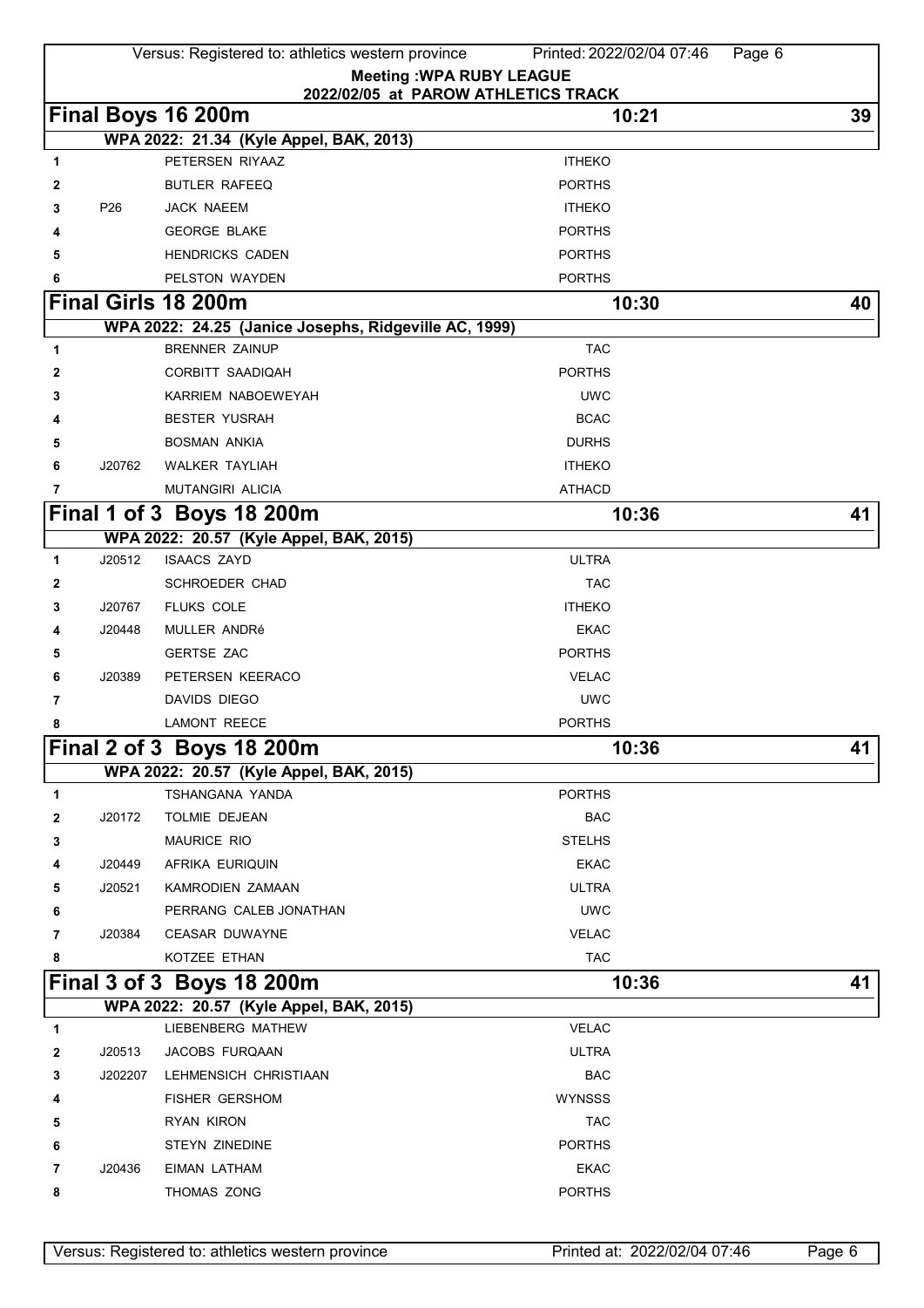**Meeting :WPA RUBY LEAGUE**
**2022/02/05 at PAROW ATHLETICS TRACK**

## Final Boys 16 200m — 10:21 — 39

WPA 2022: 21.34 (Kyle Appel, BAK, 2013)

| Lane | No. | Name | Club |
|---|---|---|---|
| 1 | | PETERSEN RIYAAZ | ITHEKO |
| 2 | | BUTLER RAFEEQ | PORTHS |
| 3 | P26 | JACK NAEEM | ITHEKO |
| 4 | | GEORGE BLAKE | PORTHS |
| 5 | | HENDRICKS CADEN | PORTHS |
| 6 | | PELSTON WAYDEN | PORTHS |

## Final Girls 18 200m — 10:30 — 40

WPA 2022: 24.25 (Janice Josephs, Ridgeville AC, 1999)

| Lane | No. | Name | Club |
|---|---|---|---|
| 1 | | BRENNER ZAINUP | TAC |
| 2 | | CORBITT SAADIQAH | PORTHS |
| 3 | | KARRIEM NABOEWEYAH | UWC |
| 4 | | BESTER YUSRAH | BCAC |
| 5 | | BOSMAN ANKIA | DURHS |
| 6 | J20762 | WALKER TAYLIAH | ITHEKO |
| 7 | | MUTANGIRI ALICIA | ATHACD |

## Final 1 of 3 Boys 18 200m — 10:36 — 41

WPA 2022: 20.57 (Kyle Appel, BAK, 2015)

| Lane | No. | Name | Club |
|---|---|---|---|
| 1 | J20512 | ISAACS ZAYD | ULTRA |
| 2 | | SCHROEDER CHAD | TAC |
| 3 | J20767 | FLUKS COLE | ITHEKO |
| 4 | J20448 | MULLER ANDRé | EKAC |
| 5 | | GERTSE ZAC | PORTHS |
| 6 | J20389 | PETERSEN KEERACO | VELAC |
| 7 | | DAVIDS DIEGO | UWC |
| 8 | | LAMONT REECE | PORTHS |

## Final 2 of 3 Boys 18 200m — 10:36 — 41

WPA 2022: 20.57 (Kyle Appel, BAK, 2015)

| Lane | No. | Name | Club |
|---|---|---|---|
| 1 | | TSHANGANA YANDA | PORTHS |
| 2 | J20172 | TOLMIE DEJEAN | BAC |
| 3 | | MAURICE RIO | STELHS |
| 4 | J20449 | AFRIKA EURIQUIN | EKAC |
| 5 | J20521 | KAMRODIEN ZAMAAN | ULTRA |
| 6 | | PERRANG CALEB JONATHAN | UWC |
| 7 | J20384 | CEASAR DUWAYNE | VELAC |
| 8 | | KOTZEE ETHAN | TAC |

## Final 3 of 3 Boys 18 200m — 10:36 — 41

WPA 2022: 20.57 (Kyle Appel, BAK, 2015)

| Lane | No. | Name | Club |
|---|---|---|---|
| 1 | | LIEBENBERG MATHEW | VELAC |
| 2 | J20513 | JACOBS FURQAAN | ULTRA |
| 3 | J202207 | LEHMENSICH CHRISTIAAN | BAC |
| 4 | | FISHER GERSHOM | WYNSSS |
| 5 | | RYAN KIRON | TAC |
| 6 | | STEYN ZINEDINE | PORTHS |
| 7 | J20436 | EIMAN LATHAM | EKAC |
| 8 | | THOMAS ZONG | PORTHS |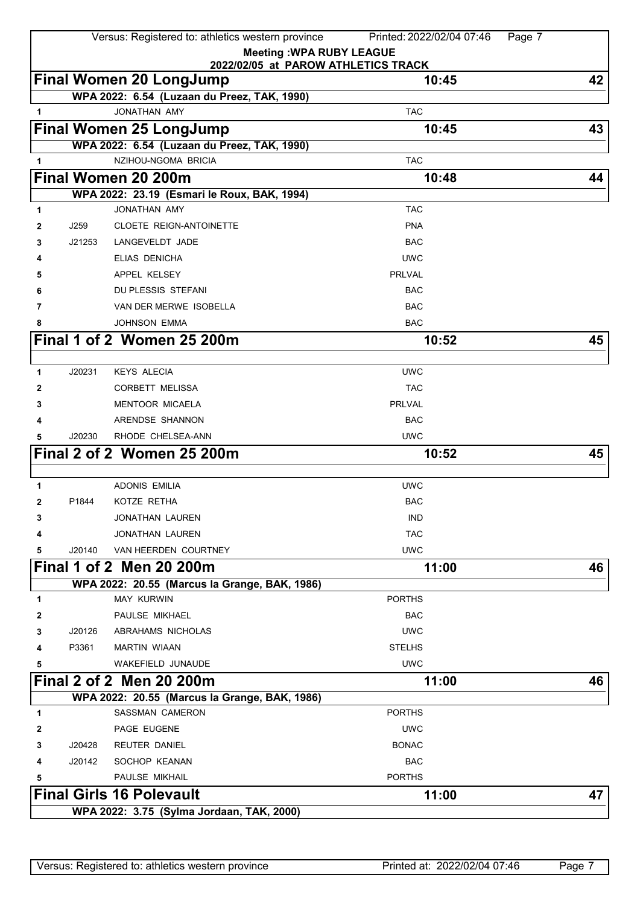**Meeting :WPA RUBY LEAGUE**
**2022/02/05 at PAROW ATHLETICS TRACK**

## Final Women 20 LongJump — 10:45 — 42

**WPA 2022: 6.54 (Luzaan du Preez, TAK, 1990)**

| | | | |
|---|---|---|---|
| 1 | | JONATHAN AMY | TAC |

## Final Women 25 LongJump — 10:45 — 43

**WPA 2022: 6.54 (Luzaan du Preez, TAK, 1990)**

| | | | |
|---|---|---|---|
| 1 | | NZIHOU-NGOMA BRICIA | TAC |

## Final Women 20 200m — 10:48 — 44

**WPA 2022: 23.19 (Esmari le Roux, BAK, 1994)**

| | | | |
|---|---|---|---|
| 1 | | JONATHAN AMY | TAC |
| 2 | J259 | CLOETE REIGN-ANTOINETTE | PNA |
| 3 | J21253 | LANGEVELDT JADE | BAC |
| 4 | | ELIAS DENICHA | UWC |
| 5 | | APPEL KELSEY | PRLVAL |
| 6 | | DU PLESSIS STEFANI | BAC |
| 7 | | VAN DER MERWE ISOBELLA | BAC |
| 8 | | JOHNSON EMMA | BAC |

## Final 1 of 2 Women 25 200m — 10:52 — 45

| | | | |
|---|---|---|---|
| 1 | J20231 | KEYS ALECIA | UWC |
| 2 | | CORBETT MELISSA | TAC |
| 3 | | MENTOOR MICAELA | PRLVAL |
| 4 | | ARENDSE SHANNON | BAC |
| 5 | J20230 | RHODE CHELSEA-ANN | UWC |

## Final 2 of 2 Women 25 200m — 10:52 — 45

| | | | |
|---|---|---|---|
| 1 | | ADONIS EMILIA | UWC |
| 2 | P1844 | KOTZE RETHA | BAC |
| 3 | | JONATHAN LAUREN | IND |
| 4 | | JONATHAN LAUREN | TAC |
| 5 | J20140 | VAN HEERDEN COURTNEY | UWC |

## Final 1 of 2 Men 20 200m — 11:00 — 46

**WPA 2022: 20.55 (Marcus la Grange, BAK, 1986)**

| | | | |
|---|---|---|---|
| 1 | | MAY KURWIN | PORTHS |
| 2 | | PAULSE MIKHAEL | BAC |
| 3 | J20126 | ABRAHAMS NICHOLAS | UWC |
| 4 | P3361 | MARTIN WIAAN | STELHS |
| 5 | | WAKEFIELD JUNAUDE | UWC |

## Final 2 of 2 Men 20 200m — 11:00 — 46

**WPA 2022: 20.55 (Marcus la Grange, BAK, 1986)**

| | | | |
|---|---|---|---|
| 1 | | SASSMAN CAMERON | PORTHS |
| 2 | | PAGE EUGENE | UWC |
| 3 | J20428 | REUTER DANIEL | BONAC |
| 4 | J20142 | SOCHOP KEANAN | BAC |
| 5 | | PAULSE MIKHAIL | PORTHS |

## Final Girls 16 Polevault — 11:00 — 47

**WPA 2022: 3.75 (Sylma Jordaan, TAK, 2000)**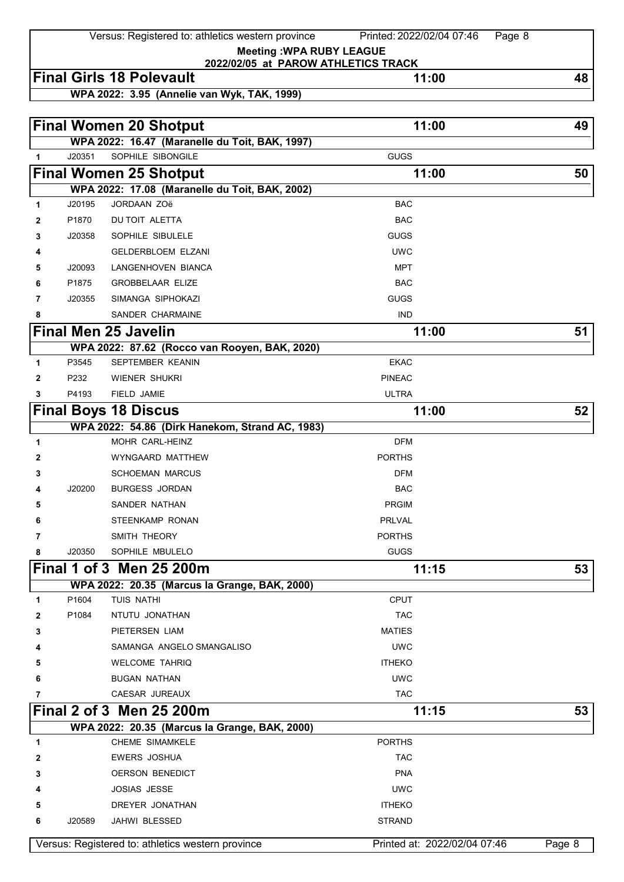**Meeting :WPA RUBY LEAGUE**
**2022/02/05 at PAROW ATHLETICS TRACK**

## Final Girls 18 Polevault — 11:00 — 48

**WPA 2022: 3.95 (Annelie van Wyk, TAK, 1999)**

## Final Women 20 Shotput — 11:00 — 49

**WPA 2022: 16.47 (Maranelle du Toit, BAK, 1997)**

| | | | |
|---|---|---|---|
| 1 | J20351 | SOPHILE SIBONGILE | GUGS |

## Final Women 25 Shotput — 11:00 — 50

**WPA 2022: 17.08 (Maranelle du Toit, BAK, 2002)**

| | | | |
|---|---|---|---|
| 1 | J20195 | JORDAAN ZOë | BAC |
| 2 | P1870 | DU TOIT ALETTA | BAC |
| 3 | J20358 | SOPHILE SIBULELE | GUGS |
| 4 | | GELDERBLOEM ELZANI | UWC |
| 5 | J20093 | LANGENHOVEN BIANCA | MPT |
| 6 | P1875 | GROBBELAAR ELIZE | BAC |
| 7 | J20355 | SIMANGA SIPHOKAZI | GUGS |
| 8 | | SANDER CHARMAINE | IND |

## Final Men 25 Javelin — 11:00 — 51

**WPA 2022: 87.62 (Rocco van Rooyen, BAK, 2020)**

| | | | |
|---|---|---|---|
| 1 | P3545 | SEPTEMBER KEANIN | EKAC |
| 2 | P232 | WIENER SHUKRI | PINEAC |
| 3 | P4193 | FIELD JAMIE | ULTRA |

## Final Boys 18 Discus — 11:00 — 52

**WPA 2022: 54.86 (Dirk Hanekom, Strand AC, 1983)**

| | | | |
|---|---|---|---|
| 1 | | MOHR CARL-HEINZ | DFM |
| 2 | | WYNGAARD MATTHEW | PORTHS |
| 3 | | SCHOEMAN MARCUS | DFM |
| 4 | J20200 | BURGESS JORDAN | BAC |
| 5 | | SANDER NATHAN | PRGIM |
| 6 | | STEENKAMP RONAN | PRLVAL |
| 7 | | SMITH THEORY | PORTHS |
| 8 | J20350 | SOPHILE MBULELO | GUGS |

## Final 1 of 3 Men 25 200m — 11:15 — 53

**WPA 2022: 20.35 (Marcus la Grange, BAK, 2000)**

| | | | |
|---|---|---|---|
| 1 | P1604 | TUIS NATHI | CPUT |
| 2 | P1084 | NTUTU JONATHAN | TAC |
| 3 | | PIETERSEN LIAM | MATIES |
| 4 | | SAMANGA ANGELO SMANGALISO | UWC |
| 5 | | WELCOME TAHRIQ | ITHEKO |
| 6 | | BUGAN NATHAN | UWC |
| 7 | | CAESAR JUREAUX | TAC |

## Final 2 of 3 Men 25 200m — 11:15 — 53

**WPA 2022: 20.35 (Marcus la Grange, BAK, 2000)**

| | | | |
|---|---|---|---|
| 1 | | CHEME SIMAMKELE | PORTHS |
| 2 | | EWERS JOSHUA | TAC |
| 3 | | OERSON BENEDICT | PNA |
| 4 | | JOSIAS JESSE | UWC |
| 5 | | DREYER JONATHAN | ITHEKO |
| 6 | J20589 | JAHWI BLESSED | STRAND |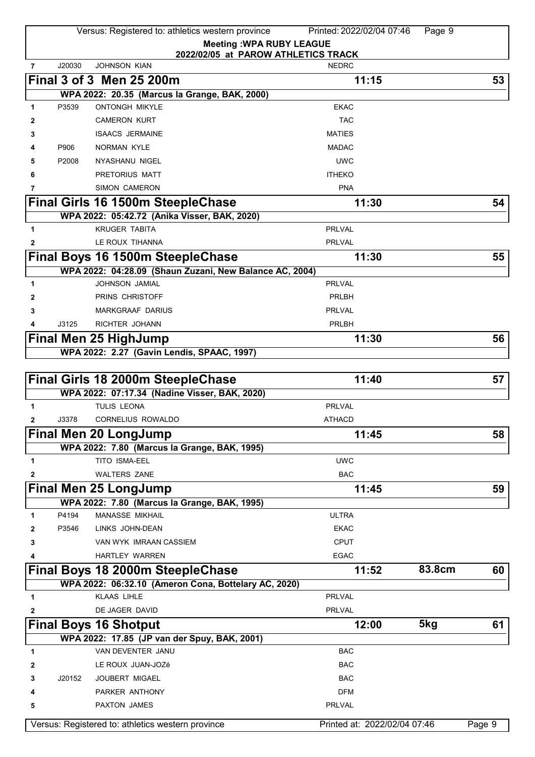**Meeting :WPA RUBY LEAGUE**
**2022/02/05 at PAROW ATHLETICS TRACK**

| 7 | J20030 | JOHNSON KIAN | NEDRC |
|---|---|---|---|

## Final 3 of 3 Men 25 200m — 11:15 — 53

WPA 2022: 20.35 (Marcus la Grange, BAK, 2000)

| # | No. | Name | Club |
|---|---|---|---|
| 1 | P3539 | ONTONGH MIKYLE | EKAC |
| 2 | | CAMERON KURT | TAC |
| 3 | | ISAACS JERMAINE | MATIES |
| 4 | P906 | NORMAN KYLE | MADAC |
| 5 | P2008 | NYASHANU NIGEL | UWC |
| 6 | | PRETORIUS MATT | ITHEKO |
| 7 | | SIMON CAMERON | PNA |

## Final Girls 16 1500m SteepleChase — 11:30 — 54

WPA 2022: 05:42.72 (Anika Visser, BAK, 2020)

| # | No. | Name | Club |
|---|---|---|---|
| 1 | | KRUGER TABITA | PRLVAL |
| 2 | | LE ROUX TIHANNA | PRLVAL |

## Final Boys 16 1500m SteepleChase — 11:30 — 55

WPA 2022: 04:28.09 (Shaun Zuzani, New Balance AC, 2004)

| # | No. | Name | Club |
|---|---|---|---|
| 1 | | JOHNSON JAMIAL | PRLVAL |
| 2 | | PRINS CHRISTOFF | PRLBH |
| 3 | | MARKGRAAF DARIUS | PRLVAL |
| 4 | J3125 | RICHTER JOHANN | PRLBH |

## Final Men 25 HighJump — 11:30 — 56

WPA 2022: 2.27 (Gavin Lendis, SPAAC, 1997)

## Final Girls 18 2000m SteepleChase — 11:40 — 57

WPA 2022: 07:17.34 (Nadine Visser, BAK, 2020)

| # | No. | Name | Club |
|---|---|---|---|
| 1 | | TULIS LEONA | PRLVAL |
| 2 | J3378 | CORNELIUS ROWALDO | ATHACD |

## Final Men 20 LongJump — 11:45 — 58

WPA 2022: 7.80 (Marcus la Grange, BAK, 1995)

| # | No. | Name | Club |
|---|---|---|---|
| 1 | | TITO ISMA-EEL | UWC |
| 2 | | WALTERS ZANE | BAC |

## Final Men 25 LongJump — 11:45 — 59

WPA 2022: 7.80 (Marcus la Grange, BAK, 1995)

| # | No. | Name | Club |
|---|---|---|---|
| 1 | P4194 | MANASSE MIKHAIL | ULTRA |
| 2 | P3546 | LINKS JOHN-DEAN | EKAC |
| 3 | | VAN WYK IMRAAN CASSIEM | CPUT |
| 4 | | HARTLEY WARREN | EGAC |

## Final Boys 18 2000m SteepleChase — 11:52 — 83.8cm — 60

WPA 2022: 06:32.10 (Ameron Cona, Bottelary AC, 2020)

| # | No. | Name | Club |
|---|---|---|---|
| 1 | | KLAAS LIHLE | PRLVAL |
| 2 | | DE JAGER DAVID | PRLVAL |

## Final Boys 16 Shotput — 12:00 — 5kg — 61

WPA 2022: 17.85 (JP van der Spuy, BAK, 2001)

| # | No. | Name | Club |
|---|---|---|---|
| 1 | | VAN DEVENTER JANU | BAC |
| 2 | | LE ROUX JUAN-JOZé | BAC |
| 3 | J20152 | JOUBERT MIGAEL | BAC |
| 4 | | PARKER ANTHONY | DFM |
| 5 | | PAXTON JAMES | PRLVAL |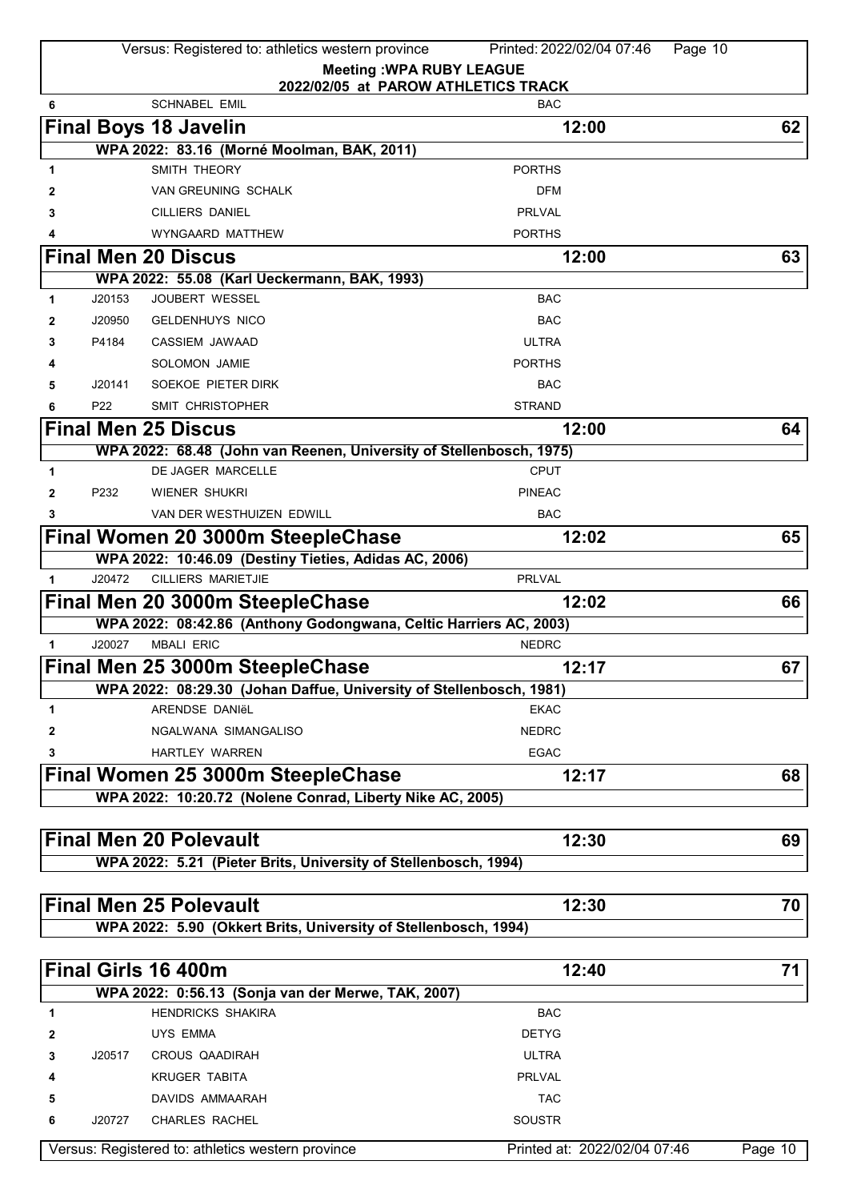**Meeting :WPA RUBY LEAGUE**
**2022/02/05 at PAROW ATHLETICS TRACK**

| 6 | | SCHNABEL EMIL | BAC |
|---|---|---|---|

## Final Boys 18 Javelin — 12:00 — 62

**WPA 2022: 83.16 (Morné Moolman, BAK, 2011)**

| # | No. | Name | Club |
|---|---|---|---|
| 1 | | SMITH THEORY | PORTHS |
| 2 | | VAN GREUNING SCHALK | DFM |
| 3 | | CILLIERS DANIEL | PRLVAL |
| 4 | | WYNGAARD MATTHEW | PORTHS |

## Final Men 20 Discus — 12:00 — 63

**WPA 2022: 55.08 (Karl Ueckermann, BAK, 1993)**

| # | No. | Name | Club |
|---|---|---|---|
| 1 | J20153 | JOUBERT WESSEL | BAC |
| 2 | J20950 | GELDENHUYS NICO | BAC |
| 3 | P4184 | CASSIEM JAWAAD | ULTRA |
| 4 | | SOLOMON JAMIE | PORTHS |
| 5 | J20141 | SOEKOE PIETER DIRK | BAC |
| 6 | P22 | SMIT CHRISTOPHER | STRAND |

## Final Men 25 Discus — 12:00 — 64

**WPA 2022: 68.48 (John van Reenen, University of Stellenbosch, 1975)**

| # | No. | Name | Club |
|---|---|---|---|
| 1 | | DE JAGER MARCELLE | CPUT |
| 2 | P232 | WIENER SHUKRI | PINEAC |
| 3 | | VAN DER WESTHUIZEN EDWILL | BAC |

## Final Women 20 3000m SteepleChase — 12:02 — 65

**WPA 2022: 10:46.09 (Destiny Tieties, Adidas AC, 2006)**

| # | No. | Name | Club |
|---|---|---|---|
| 1 | J20472 | CILLIERS MARIETJIE | PRLVAL |

## Final Men 20 3000m SteepleChase — 12:02 — 66

**WPA 2022: 08:42.86 (Anthony Godongwana, Celtic Harriers AC, 2003)**

| # | No. | Name | Club |
|---|---|---|---|
| 1 | J20027 | MBALI ERIC | NEDRC |

## Final Men 25 3000m SteepleChase — 12:17 — 67

**WPA 2022: 08:29.30 (Johan Daffue, University of Stellenbosch, 1981)**

| # | No. | Name | Club |
|---|---|---|---|
| 1 | | ARENDSE DANIëL | EKAC |
| 2 | | NGALWANA SIMANGALISO | NEDRC |
| 3 | | HARTLEY WARREN | EGAC |

## Final Women 25 3000m SteepleChase — 12:17 — 68

**WPA 2022: 10:20.72 (Nolene Conrad, Liberty Nike AC, 2005)**

## Final Men 20 Polevault — 12:30 — 69

**WPA 2022: 5.21 (Pieter Brits, University of Stellenbosch, 1994)**

## Final Men 25 Polevault — 12:30 — 70

**WPA 2022: 5.90 (Okkert Brits, University of Stellenbosch, 1994)**

## Final Girls 16 400m — 12:40 — 71

**WPA 2022: 0:56.13 (Sonja van der Merwe, TAK, 2007)**

| # | No. | Name | Club |
|---|---|---|---|
| 1 | | HENDRICKS SHAKIRA | BAC |
| 2 | | UYS EMMA | DETYG |
| 3 | J20517 | CROUS QAADIRAH | ULTRA |
| 4 | | KRUGER TABITA | PRLVAL |
| 5 | | DAVIDS AMMAARAH | TAC |
| 6 | J20727 | CHARLES RACHEL | SOUSTR |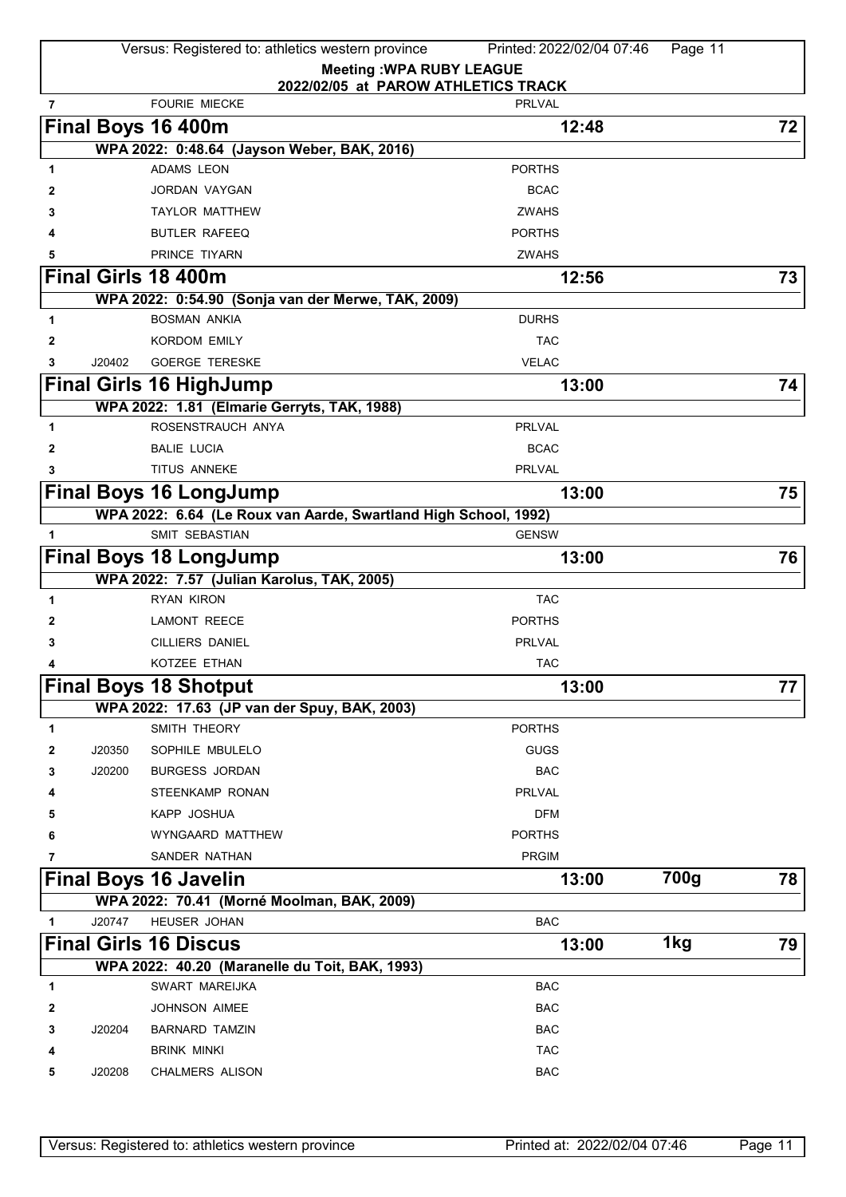**Meeting :WPA RUBY LEAGUE**
**2022/02/05 at PAROW ATHLETICS TRACK**

| 7 | | FOURIE MIECKE | PRLVAL |
|---|---|---|---|

## Final Boys 16 400m — 12:48 — 72

WPA 2022: 0:48.64 (Jayson Weber, BAK, 2016)

| # | ID | Name | Club |
|---|---|---|---|
| 1 | | ADAMS LEON | PORTHS |
| 2 | | JORDAN VAYGAN | BCAC |
| 3 | | TAYLOR MATTHEW | ZWAHS |
| 4 | | BUTLER RAFEEQ | PORTHS |
| 5 | | PRINCE TIYARN | ZWAHS |

## Final Girls 18 400m — 12:56 — 73

WPA 2022: 0:54.90 (Sonja van der Merwe, TAK, 2009)

| # | ID | Name | Club |
|---|---|---|---|
| 1 | | BOSMAN ANKIA | DURHS |
| 2 | | KORDOM EMILY | TAC |
| 3 | J20402 | GOERGE TERESKE | VELAC |

## Final Girls 16 HighJump — 13:00 — 74

WPA 2022: 1.81 (Elmarie Gerryts, TAK, 1988)

| # | ID | Name | Club |
|---|---|---|---|
| 1 | | ROSENSTRAUCH ANYA | PRLVAL |
| 2 | | BALIE LUCIA | BCAC |
| 3 | | TITUS ANNEKE | PRLVAL |

## Final Boys 16 LongJump — 13:00 — 75

WPA 2022: 6.64 (Le Roux van Aarde, Swartland High School, 1992)

| # | ID | Name | Club |
|---|---|---|---|
| 1 | | SMIT SEBASTIAN | GENSW |

## Final Boys 18 LongJump — 13:00 — 76

WPA 2022: 7.57 (Julian Karolus, TAK, 2005)

| # | ID | Name | Club |
|---|---|---|---|
| 1 | | RYAN KIRON | TAC |
| 2 | | LAMONT REECE | PORTHS |
| 3 | | CILLIERS DANIEL | PRLVAL |
| 4 | | KOTZEE ETHAN | TAC |

## Final Boys 18 Shotput — 13:00 — 77

WPA 2022: 17.63 (JP van der Spuy, BAK, 2003)

| # | ID | Name | Club |
|---|---|---|---|
| 1 | | SMITH THEORY | PORTHS |
| 2 | J20350 | SOPHILE MBULELO | GUGS |
| 3 | J20200 | BURGESS JORDAN | BAC |
| 4 | | STEENKAMP RONAN | PRLVAL |
| 5 | | KAPP JOSHUA | DFM |
| 6 | | WYNGAARD MATTHEW | PORTHS |
| 7 | | SANDER NATHAN | PRGIM |

## Final Boys 16 Javelin — 13:00 — 700g — 78

WPA 2022: 70.41 (Morné Moolman, BAK, 2009)

| # | ID | Name | Club |
|---|---|---|---|
| 1 | J20747 | HEUSER JOHAN | BAC |

## Final Girls 16 Discus — 13:00 — 1kg — 79

WPA 2022: 40.20 (Maranelle du Toit, BAK, 1993)

| # | ID | Name | Club |
|---|---|---|---|
| 1 | | SWART MAREIJKA | BAC |
| 2 | | JOHNSON AIMEE | BAC |
| 3 | J20204 | BARNARD TAMZIN | BAC |
| 4 | | BRINK MINKI | TAC |
| 5 | J20208 | CHALMERS ALISON | BAC |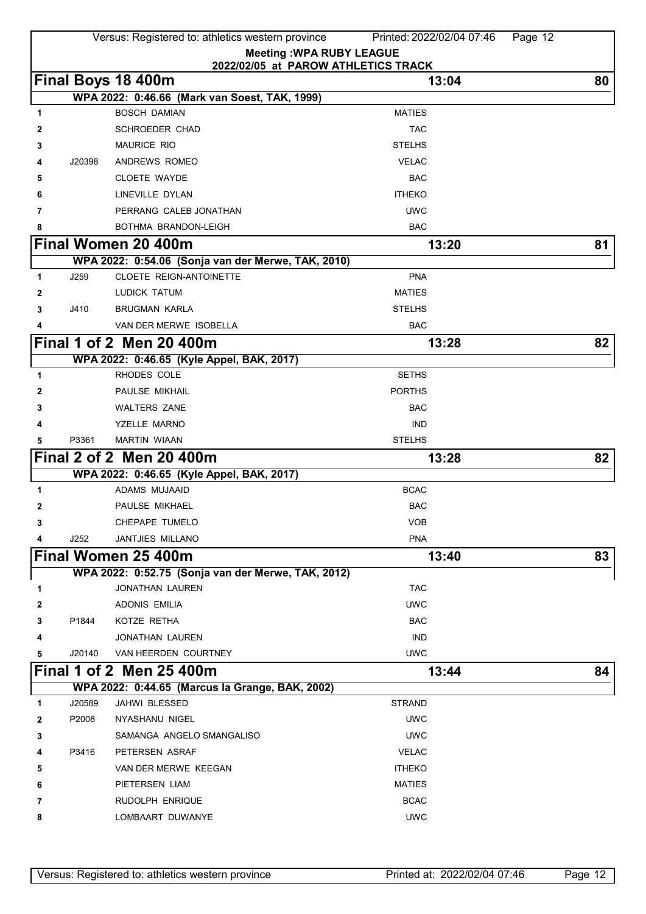**Meeting :WPA RUBY LEAGUE**
**2022/02/05 at PAROW ATHLETICS TRACK**

## Final Boys 18 400m — 13:04 — 80

WPA 2022: 0:46.66 (Mark van Soest, TAK, 1999)

| | | | |
|---|---|---|---|
| 1 | | BOSCH DAMIAN | MATIES |
| 2 | | SCHROEDER CHAD | TAC |
| 3 | | MAURICE RIO | STELHS |
| 4 | J20398 | ANDREWS ROMEO | VELAC |
| 5 | | CLOETE WAYDE | BAC |
| 6 | | LINEVILLE DYLAN | ITHEKO |
| 7 | | PERRANG CALEB JONATHAN | UWC |
| 8 | | BOTHMA BRANDON-LEIGH | BAC |

## Final Women 20 400m — 13:20 — 81

WPA 2022: 0:54.06 (Sonja van der Merwe, TAK, 2010)

| | | | |
|---|---|---|---|
| 1 | J259 | CLOETE REIGN-ANTOINETTE | PNA |
| 2 | | LUDICK TATUM | MATIES |
| 3 | J410 | BRUGMAN KARLA | STELHS |
| 4 | | VAN DER MERWE ISOBELLA | BAC |

## Final 1 of 2 Men 20 400m — 13:28 — 82

WPA 2022: 0:46.65 (Kyle Appel, BAK, 2017)

| | | | |
|---|---|---|---|
| 1 | | RHODES COLE | SETHS |
| 2 | | PAULSE MIKHAIL | PORTHS |
| 3 | | WALTERS ZANE | BAC |
| 4 | | YZELLE MARNO | IND |
| 5 | P3361 | MARTIN WIAAN | STELHS |

## Final 2 of 2 Men 20 400m — 13:28 — 82

WPA 2022: 0:46.65 (Kyle Appel, BAK, 2017)

| | | | |
|---|---|---|---|
| 1 | | ADAMS MUJAAID | BCAC |
| 2 | | PAULSE MIKHAEL | BAC |
| 3 | | CHEPAPE TUMELO | VOB |
| 4 | J252 | JANTJIES MILLANO | PNA |

## Final Women 25 400m — 13:40 — 83

WPA 2022: 0:52.75 (Sonja van der Merwe, TAK, 2012)

| | | | |
|---|---|---|---|
| 1 | | JONATHAN LAUREN | TAC |
| 2 | | ADONIS EMILIA | UWC |
| 3 | P1844 | KOTZE RETHA | BAC |
| 4 | | JONATHAN LAUREN | IND |
| 5 | J20140 | VAN HEERDEN COURTNEY | UWC |

## Final 1 of 2 Men 25 400m — 13:44 — 84

WPA 2022: 0:44.65 (Marcus la Grange, BAK, 2002)

| | | | |
|---|---|---|---|
| 1 | J20589 | JAHWI BLESSED | STRAND |
| 2 | P2008 | NYASHANU NIGEL | UWC |
| 3 | | SAMANGA ANGELO SMANGALISO | UWC |
| 4 | P3416 | PETERSEN ASRAF | VELAC |
| 5 | | VAN DER MERWE KEEGAN | ITHEKO |
| 6 | | PIETERSEN LIAM | MATIES |
| 7 | | RUDOLPH ENRIQUE | BCAC |
| 8 | | LOMBAART DUWANYE | UWC |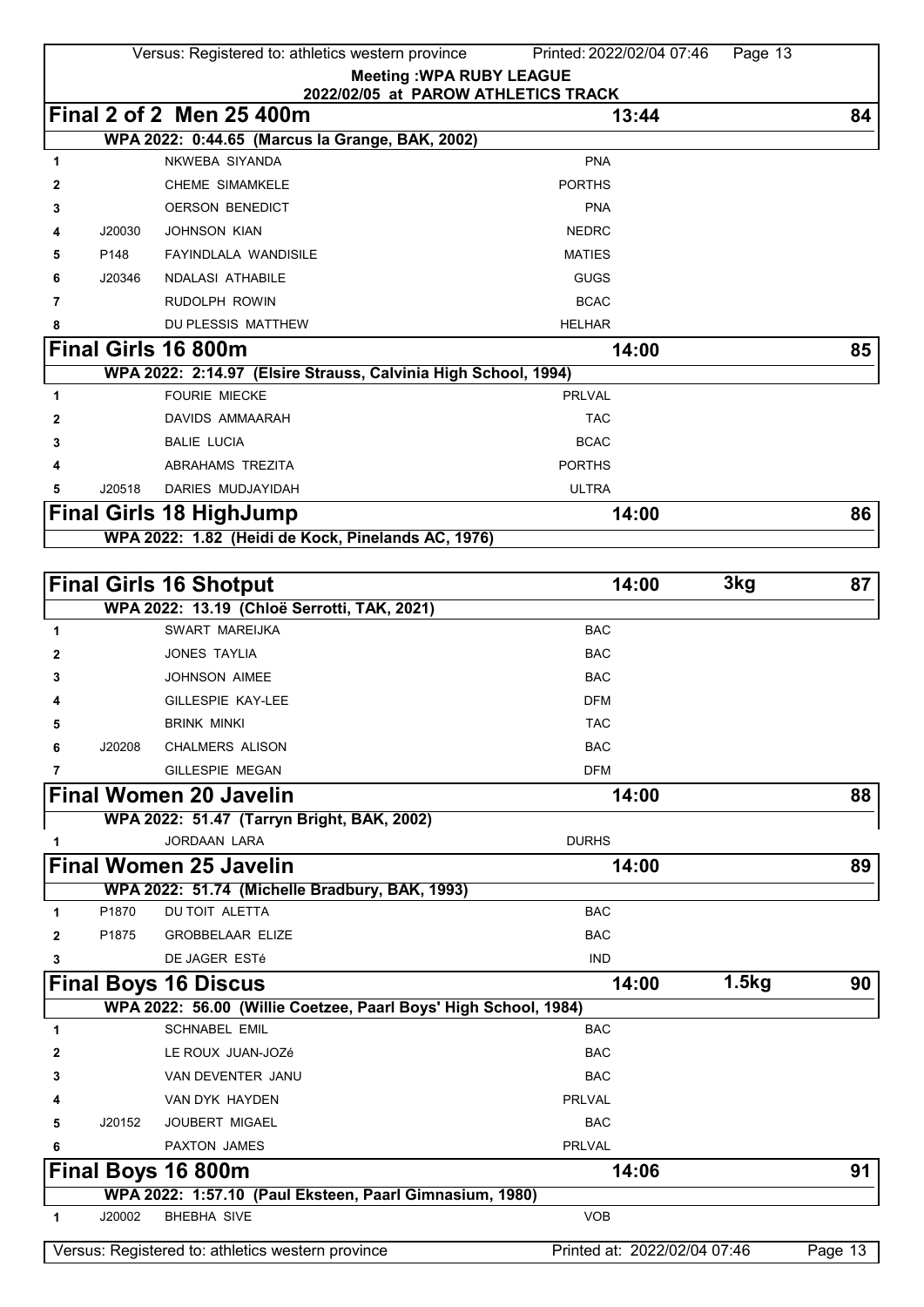**Meeting :WPA RUBY LEAGUE**
**2022/02/05 at PAROW ATHLETICS TRACK**

## Final 2 of 2 Men 25 400m — 13:44 — 84

**WPA 2022: 0:44.65 (Marcus la Grange, BAK, 2002)**

| | | | |
|---|---|---|---|
| 1 | | NKWEBA SIYANDA | PNA |
| 2 | | CHEME SIMAMKELE | PORTHS |
| 3 | | OERSON BENEDICT | PNA |
| 4 | J20030 | JOHNSON KIAN | NEDRC |
| 5 | P148 | FAYINDLALA WANDISILE | MATIES |
| 6 | J20346 | NDALASI ATHABILE | GUGS |
| 7 | | RUDOLPH ROWIN | BCAC |
| 8 | | DU PLESSIS MATTHEW | HELHAR |

## Final Girls 16 800m — 14:00 — 85

**WPA 2022: 2:14.97 (Elsire Strauss, Calvinia High School, 1994)**

| | | | |
|---|---|---|---|
| 1 | | FOURIE MIECKE | PRLVAL |
| 2 | | DAVIDS AMMAARAH | TAC |
| 3 | | BALIE LUCIA | BCAC |
| 4 | | ABRAHAMS TREZITA | PORTHS |
| 5 | J20518 | DARIES MUDJAYIDAH | ULTRA |

## Final Girls 18 HighJump — 14:00 — 86

**WPA 2022: 1.82 (Heidi de Kock, Pinelands AC, 1976)**

## Final Girls 16 Shotput — 14:00 — 3kg — 87

**WPA 2022: 13.19 (Chloë Serrotti, TAK, 2021)**

| | | | |
|---|---|---|---|
| 1 | | SWART MAREIJKA | BAC |
| 2 | | JONES TAYLIA | BAC |
| 3 | | JOHNSON AIMEE | BAC |
| 4 | | GILLESPIE KAY-LEE | DFM |
| 5 | | BRINK MINKI | TAC |
| 6 | J20208 | CHALMERS ALISON | BAC |
| 7 | | GILLESPIE MEGAN | DFM |

## Final Women 20 Javelin — 14:00 — 88

**WPA 2022: 51.47 (Tarryn Bright, BAK, 2002)**

| | | | |
|---|---|---|---|
| 1 | | JORDAAN LARA | DURHS |

## Final Women 25 Javelin — 14:00 — 89

**WPA 2022: 51.74 (Michelle Bradbury, BAK, 1993)**

| | | | |
|---|---|---|---|
| 1 | P1870 | DU TOIT ALETTA | BAC |
| 2 | P1875 | GROBBELAAR ELIZE | BAC |
| 3 | | DE JAGER ESTé | IND |

## Final Boys 16 Discus — 14:00 — 1.5kg — 90

**WPA 2022: 56.00 (Willie Coetzee, Paarl Boys' High School, 1984)**

| | | | |
|---|---|---|---|
| 1 | | SCHNABEL EMIL | BAC |
| 2 | | LE ROUX JUAN-JOZé | BAC |
| 3 | | VAN DEVENTER JANU | BAC |
| 4 | | VAN DYK HAYDEN | PRLVAL |
| 5 | J20152 | JOUBERT MIGAEL | BAC |
| 6 | | PAXTON JAMES | PRLVAL |

## Final Boys 16 800m — 14:06 — 91

**WPA 2022: 1:57.10 (Paul Eksteen, Paarl Gimnasium, 1980)**

| | | | |
|---|---|---|---|
| 1 | J20002 | BHEBHA SIVE | VOB |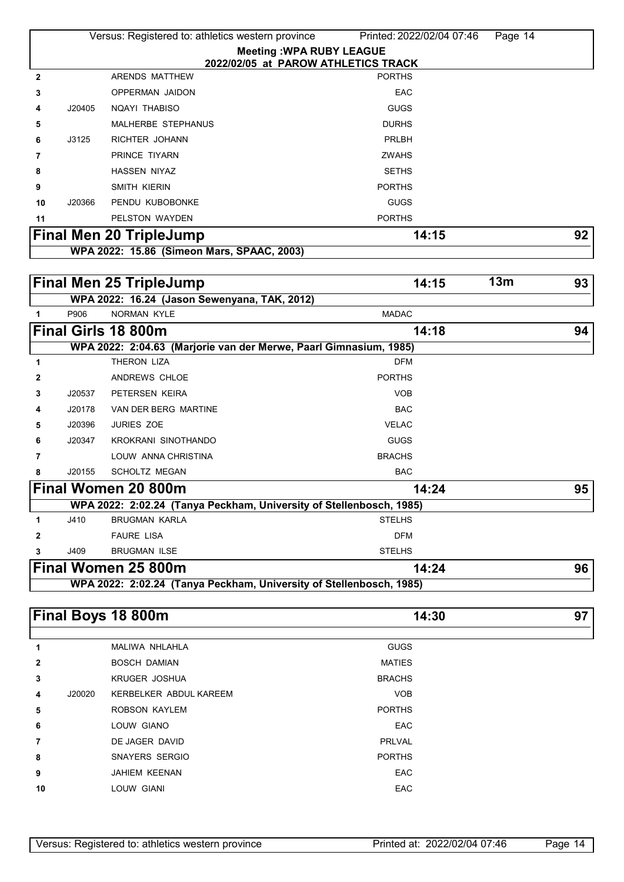**Meeting :WPA RUBY LEAGUE**
**2022/02/05 at PAROW ATHLETICS TRACK**

| | | | |
|---|---|---|---|
| 2 | | ARENDS MATTHEW | PORTHS |
| 3 | | OPPERMAN JAIDON | EAC |
| 4 | J20405 | NQAYI THABISO | GUGS |
| 5 | | MALHERBE STEPHANUS | DURHS |
| 6 | J3125 | RICHTER JOHANN | PRLBH |
| 7 | | PRINCE TIYARN | ZWAHS |
| 8 | | HASSEN NIYAZ | SETHS |
| 9 | | SMITH KIERIN | PORTHS |
| 10 | J20366 | PENDU KUBOBONKE | GUGS |
| 11 | | PELSTON WAYDEN | PORTHS |

## Final Men 20 TripleJump — 14:15 — 92

**WPA 2022: 15.86 (Simeon Mars, SPAAC, 2003)**

## Final Men 25 TripleJump — 14:15 — 13m — 93

**WPA 2022: 16.24 (Jason Sewenyana, TAK, 2012)**

| | | | |
|---|---|---|---|
| 1 | P906 | NORMAN KYLE | MADAC |

## Final Girls 18 800m — 14:18 — 94

**WPA 2022: 2:04.63 (Marjorie van der Merwe, Paarl Gimnasium, 1985)**

| | | | |
|---|---|---|---|
| 1 | | THERON LIZA | DFM |
| 2 | | ANDREWS CHLOE | PORTHS |
| 3 | J20537 | PETERSEN KEIRA | VOB |
| 4 | J20178 | VAN DER BERG MARTINE | BAC |
| 5 | J20396 | JURIES ZOE | VELAC |
| 6 | J20347 | KROKRANI SINOTHANDO | GUGS |
| 7 | | LOUW ANNA CHRISTINA | BRACHS |
| 8 | J20155 | SCHOLTZ MEGAN | BAC |

## Final Women 20 800m — 14:24 — 95

**WPA 2022: 2:02.24 (Tanya Peckham, University of Stellenbosch, 1985)**

| | | | |
|---|---|---|---|
| 1 | J410 | BRUGMAN KARLA | STELHS |
| 2 | | FAURE LISA | DFM |
| 3 | J409 | BRUGMAN ILSE | STELHS |

## Final Women 25 800m — 14:24 — 96

**WPA 2022: 2:02.24 (Tanya Peckham, University of Stellenbosch, 1985)**

## Final Boys 18 800m — 14:30 — 97

| | | | |
|---|---|---|---|
| 1 | | MALIWA NHLAHLA | GUGS |
| 2 | | BOSCH DAMIAN | MATIES |
| 3 | | KRUGER JOSHUA | BRACHS |
| 4 | J20020 | KERBELKER ABDUL KAREEM | VOB |
| 5 | | ROBSON KAYLEM | PORTHS |
| 6 | | LOUW GIANO | EAC |
| 7 | | DE JAGER DAVID | PRLVAL |
| 8 | | SNAYERS SERGIO | PORTHS |
| 9 | | JAHIEM KEENAN | EAC |
| 10 | | LOUW GIANI | EAC |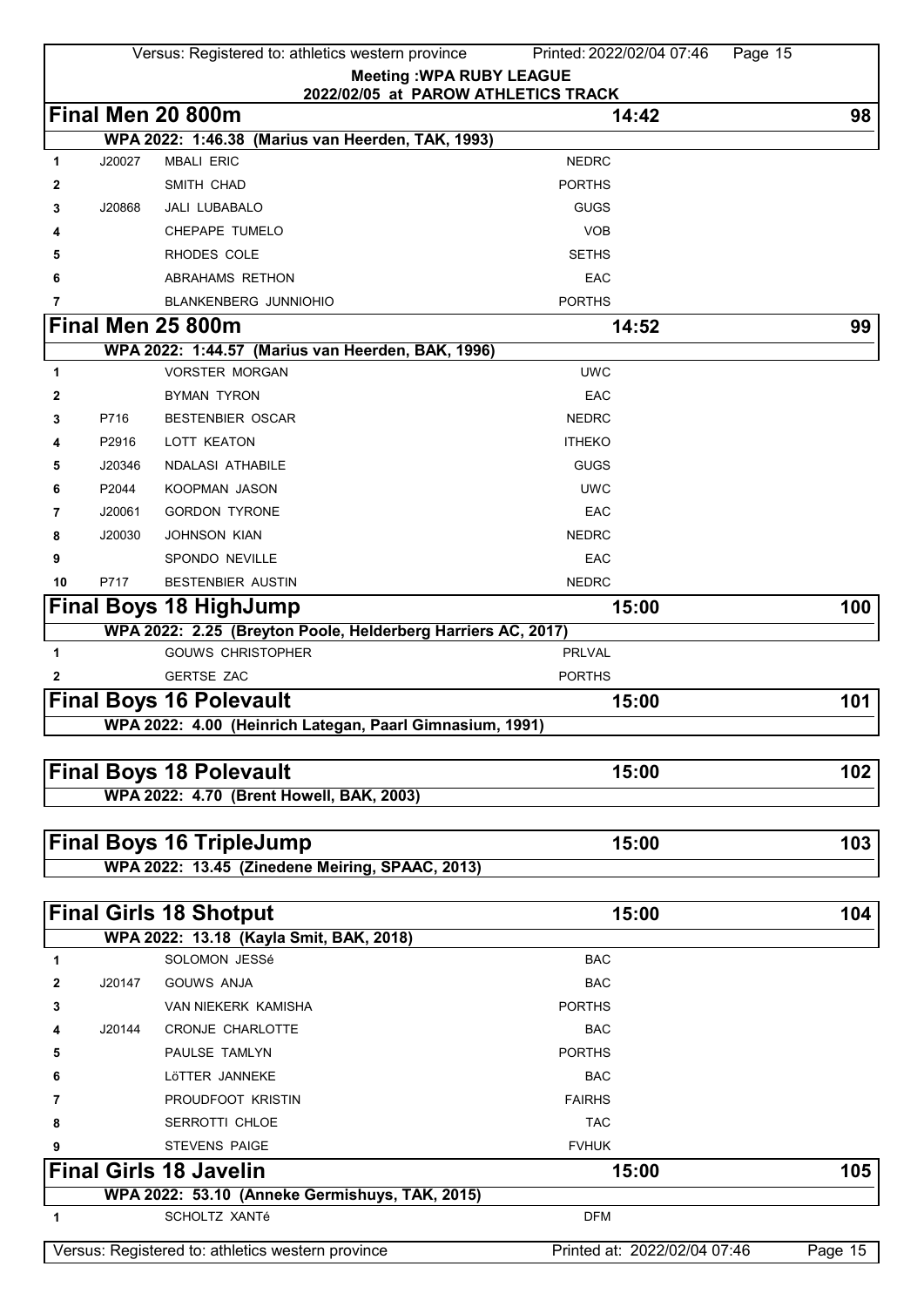**Meeting :WPA RUBY LEAGUE**
**2022/02/05 at PAROW ATHLETICS TRACK**

## Final Men 20 800m — 14:42 — 98

**WPA 2022: 1:46.38 (Marius van Heerden, TAK, 1993)**

| | | | |
|---|---|---|---|
| 1 | J20027 | MBALI ERIC | NEDRC |
| 2 | | SMITH CHAD | PORTHS |
| 3 | J20868 | JALI LUBABALO | GUGS |
| 4 | | CHEPAPE TUMELO | VOB |
| 5 | | RHODES COLE | SETHS |
| 6 | | ABRAHAMS RETHON | EAC |
| 7 | | BLANKENBERG JUNNIOHIO | PORTHS |

## Final Men 25 800m — 14:52 — 99

**WPA 2022: 1:44.57 (Marius van Heerden, BAK, 1996)**

| | | | |
|---|---|---|---|
| 1 | | VORSTER MORGAN | UWC |
| 2 | | BYMAN TYRON | EAC |
| 3 | P716 | BESTENBIER OSCAR | NEDRC |
| 4 | P2916 | LOTT KEATON | ITHEKO |
| 5 | J20346 | NDALASI ATHABILE | GUGS |
| 6 | P2044 | KOOPMAN JASON | UWC |
| 7 | J20061 | GORDON TYRONE | EAC |
| 8 | J20030 | JOHNSON KIAN | NEDRC |
| 9 | | SPONDO NEVILLE | EAC |
| 10 | P717 | BESTENBIER AUSTIN | NEDRC |

## Final Boys 18 HighJump — 15:00 — 100

**WPA 2022: 2.25 (Breyton Poole, Helderberg Harriers AC, 2017)**

| | | | |
|---|---|---|---|
| 1 | | GOUWS CHRISTOPHER | PRLVAL |
| 2 | | GERTSE ZAC | PORTHS |

## Final Boys 16 Polevault — 15:00 — 101

**WPA 2022: 4.00 (Heinrich Lategan, Paarl Gimnasium, 1991)**

## Final Boys 18 Polevault — 15:00 — 102

**WPA 2022: 4.70 (Brent Howell, BAK, 2003)**

## Final Boys 16 TripleJump — 15:00 — 103

**WPA 2022: 13.45 (Zinedene Meiring, SPAAC, 2013)**

## Final Girls 18 Shotput — 15:00 — 104

**WPA 2022: 13.18 (Kayla Smit, BAK, 2018)**

| | | | |
|---|---|---|---|
| 1 | | SOLOMON JESSé | BAC |
| 2 | J20147 | GOUWS ANJA | BAC |
| 3 | | VAN NIEKERK KAMISHA | PORTHS |
| 4 | J20144 | CRONJE CHARLOTTE | BAC |
| 5 | | PAULSE TAMLYN | PORTHS |
| 6 | | LöTTER JANNEKE | BAC |
| 7 | | PROUDFOOT KRISTIN | FAIRHS |
| 8 | | SERROTTI CHLOE | TAC |
| 9 | | STEVENS PAIGE | FVHUK |

## Final Girls 18 Javelin — 15:00 — 105

**WPA 2022: 53.10 (Anneke Germishuys, TAK, 2015)**

| | | | |
|---|---|---|---|
| 1 | | SCHOLTZ XANTé | DFM |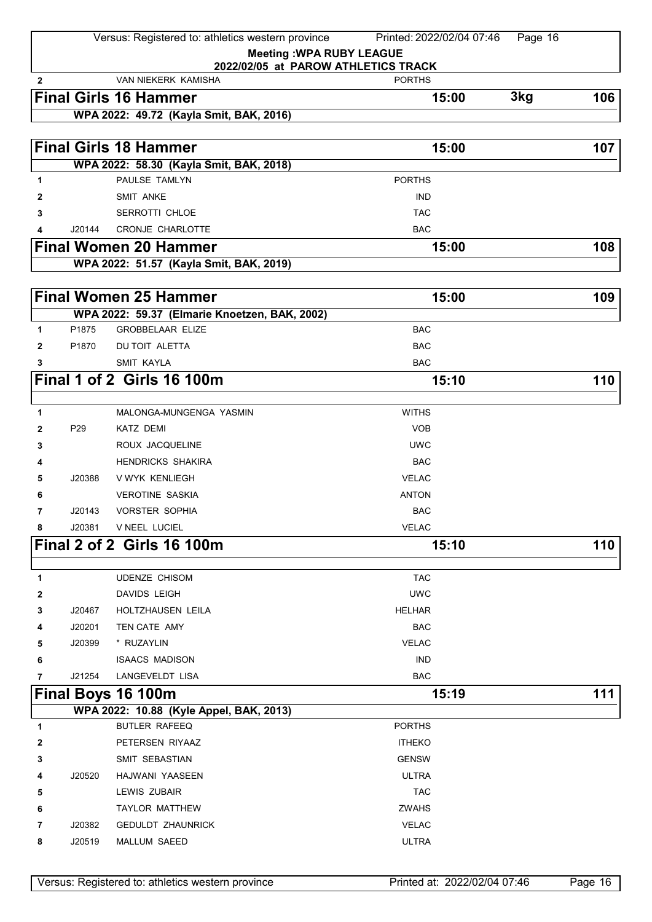**Meeting :WPA RUBY LEAGUE**
**2022/02/05 at PAROW ATHLETICS TRACK**

| 2 | | VAN NIEKERK KAMISHA | PORTHS |
|---|---|---|---|

## Final Girls 16 Hammer — 15:00 — 3kg — 106

**WPA 2022: 49.72 (Kayla Smit, BAK, 2016)**

## Final Girls 18 Hammer — 15:00 — 107

**WPA 2022: 58.30 (Kayla Smit, BAK, 2018)**

| | | | |
|---|---|---|---|
| 1 | | PAULSE TAMLYN | PORTHS |
| 2 | | SMIT ANKE | IND |
| 3 | | SERROTTI CHLOE | TAC |
| 4 | J20144 | CRONJE CHARLOTTE | BAC |

## Final Women 20 Hammer — 15:00 — 108

**WPA 2022: 51.57 (Kayla Smit, BAK, 2019)**

## Final Women 25 Hammer — 15:00 — 109

**WPA 2022: 59.37 (Elmarie Knoetzen, BAK, 2002)**

| | | | |
|---|---|---|---|
| 1 | P1875 | GROBBELAAR ELIZE | BAC |
| 2 | P1870 | DU TOIT ALETTA | BAC |
| 3 | | SMIT KAYLA | BAC |

## Final 1 of 2 Girls 16 100m — 15:10 — 110

| | | | |
|---|---|---|---|
| 1 | | MALONGA-MUNGENGA YASMIN | WITHS |
| 2 | P29 | KATZ DEMI | VOB |
| 3 | | ROUX JACQUELINE | UWC |
| 4 | | HENDRICKS SHAKIRA | BAC |
| 5 | J20388 | V WYK KENLIEGH | VELAC |
| 6 | | VEROTINE SASKIA | ANTON |
| 7 | J20143 | VORSTER SOPHIA | BAC |
| 8 | J20381 | V NEEL LUCIEL | VELAC |

## Final 2 of 2 Girls 16 100m — 15:10 — 110

| | | | |
|---|---|---|---|
| 1 | | UDENZE CHISOM | TAC |
| 2 | | DAVIDS LEIGH | UWC |
| 3 | J20467 | HOLTZHAUSEN LEILA | HELHAR |
| 4 | J20201 | TEN CATE AMY | BAC |
| 5 | J20399 | * RUZAYLIN | VELAC |
| 6 | | ISAACS MADISON | IND |
| 7 | J21254 | LANGEVELDT LISA | BAC |

## Final Boys 16 100m — 15:19 — 111

**WPA 2022: 10.88 (Kyle Appel, BAK, 2013)**

| | | | |
|---|---|---|---|
| 1 | | BUTLER RAFEEQ | PORTHS |
| 2 | | PETERSEN RIYAAZ | ITHEKO |
| 3 | | SMIT SEBASTIAN | GENSW |
| 4 | J20520 | HAJWANI YAASEEN | ULTRA |
| 5 | | LEWIS ZUBAIR | TAC |
| 6 | | TAYLOR MATTHEW | ZWAHS |
| 7 | J20382 | GEDULDT ZHAUNRICK | VELAC |
| 8 | J20519 | MALLUM SAEED | ULTRA |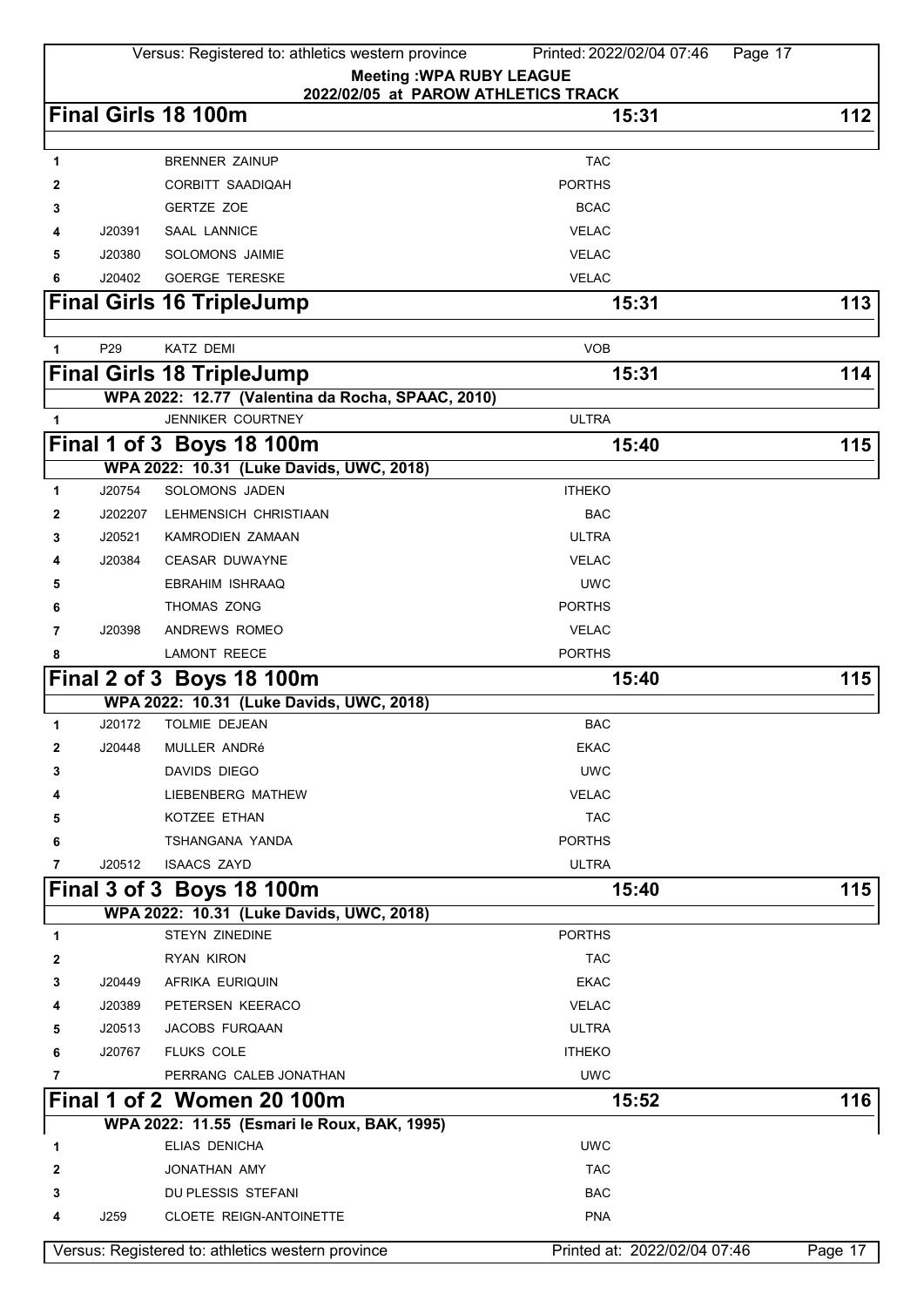**Meeting :WPA RUBY LEAGUE**
**2022/02/05 at PAROW ATHLETICS TRACK**

## Final Girls 18 100m — 15:31 — 112

| | | | |
|---|---|---|---|
| 1 | | BRENNER ZAINUP | TAC |
| 2 | | CORBITT SAADIQAH | PORTHS |
| 3 | | GERTZE ZOE | BCAC |
| 4 | J20391 | SAAL LANNICE | VELAC |
| 5 | J20380 | SOLOMONS JAIMIE | VELAC |
| 6 | J20402 | GOERGE TERESKE | VELAC |

## Final Girls 16 TripleJump — 15:31 — 113

| | | | |
|---|---|---|---|
| 1 | P29 | KATZ DEMI | VOB |

## Final Girls 18 TripleJump — 15:31 — 114

WPA 2022: 12.77 (Valentina da Rocha, SPAAC, 2010)

| | | | |
|---|---|---|---|
| 1 | | JENNIKER COURTNEY | ULTRA |

## Final 1 of 3 Boys 18 100m — 15:40 — 115

WPA 2022: 10.31 (Luke Davids, UWC, 2018)

| | | | |
|---|---|---|---|
| 1 | J20754 | SOLOMONS JADEN | ITHEKO |
| 2 | J202207 | LEHMENSICH CHRISTIAAN | BAC |
| 3 | J20521 | KAMRODIEN ZAMAAN | ULTRA |
| 4 | J20384 | CEASAR DUWAYNE | VELAC |
| 5 | | EBRAHIM ISHRAAQ | UWC |
| 6 | | THOMAS ZONG | PORTHS |
| 7 | J20398 | ANDREWS ROMEO | VELAC |
| 8 | | LAMONT REECE | PORTHS |

## Final 2 of 3 Boys 18 100m — 15:40 — 115

WPA 2022: 10.31 (Luke Davids, UWC, 2018)

| | | | |
|---|---|---|---|
| 1 | J20172 | TOLMIE DEJEAN | BAC |
| 2 | J20448 | MULLER ANDRé | EKAC |
| 3 | | DAVIDS DIEGO | UWC |
| 4 | | LIEBENBERG MATHEW | VELAC |
| 5 | | KOTZEE ETHAN | TAC |
| 6 | | TSHANGANA YANDA | PORTHS |
| 7 | J20512 | ISAACS ZAYD | ULTRA |

## Final 3 of 3 Boys 18 100m — 15:40 — 115

WPA 2022: 10.31 (Luke Davids, UWC, 2018)

| | | | |
|---|---|---|---|
| 1 | | STEYN ZINEDINE | PORTHS |
| 2 | | RYAN KIRON | TAC |
| 3 | J20449 | AFRIKA EURIQUIN | EKAC |
| 4 | J20389 | PETERSEN KEERACO | VELAC |
| 5 | J20513 | JACOBS FURQAAN | ULTRA |
| 6 | J20767 | FLUKS COLE | ITHEKO |
| 7 | | PERRANG CALEB JONATHAN | UWC |

## Final 1 of 2 Women 20 100m — 15:52 — 116

WPA 2022: 11.55 (Esmari le Roux, BAK, 1995)

| | | | |
|---|---|---|---|
| 1 | | ELIAS DENICHA | UWC |
| 2 | | JONATHAN AMY | TAC |
| 3 | | DU PLESSIS STEFANI | BAC |
| 4 | J259 | CLOETE REIGN-ANTOINETTE | PNA |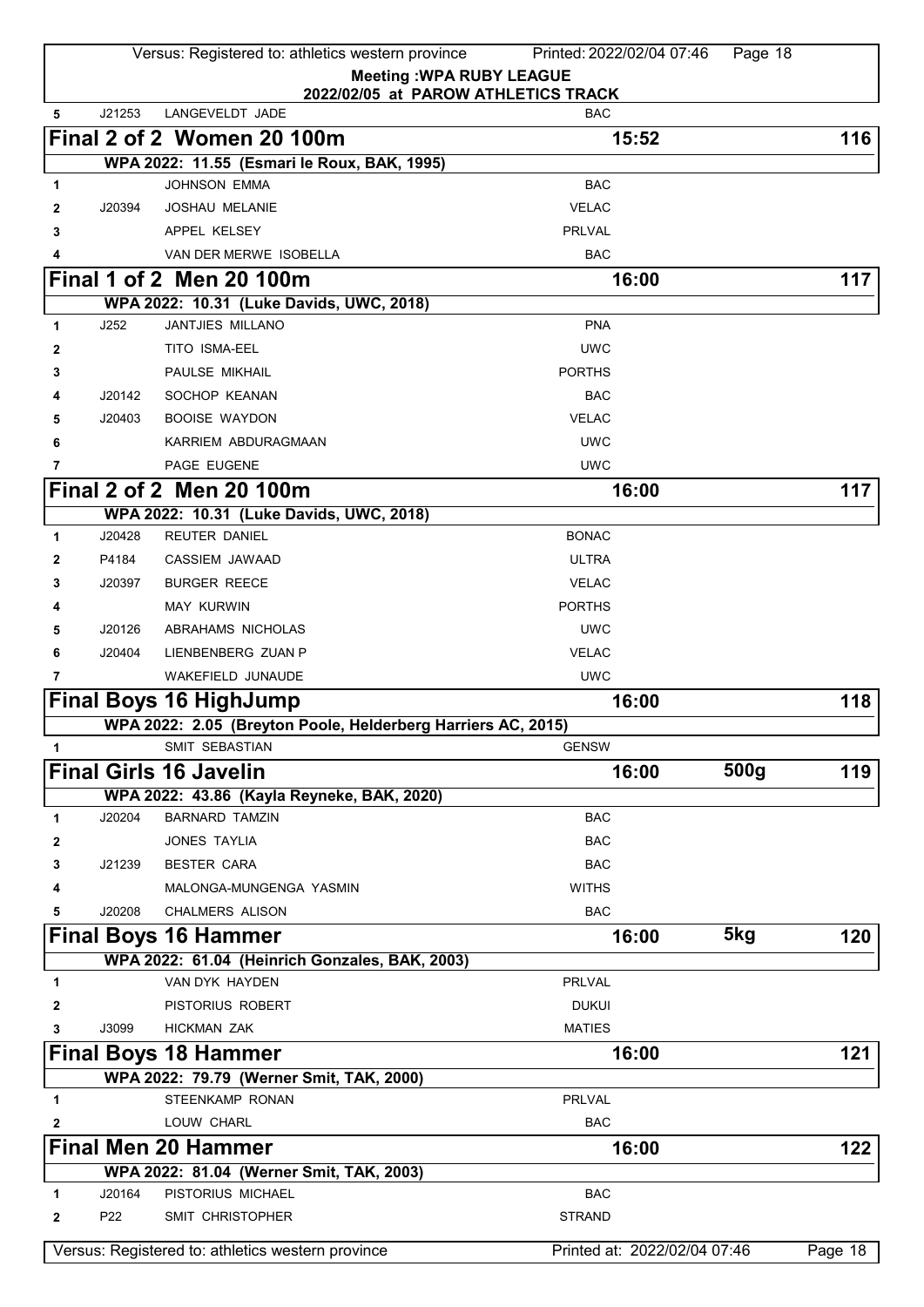| 5 | J21253 | LANGEVELDT JADE | BAC |
|---|---|---|---|

## Final 2 of 2 Women 20 100m — 15:52 — 116

WPA 2022: 11.55 (Esmari le Roux, BAK, 1995)

| # | ID | Name | Club |
|---|---|---|---|
| 1 | | JOHNSON EMMA | BAC |
| 2 | J20394 | JOSHAU MELANIE | VELAC |
| 3 | | APPEL KELSEY | PRLVAL |
| 4 | | VAN DER MERWE ISOBELLA | BAC |

## Final 1 of 2 Men 20 100m — 16:00 — 117

WPA 2022: 10.31 (Luke Davids, UWC, 2018)

| # | ID | Name | Club |
|---|---|---|---|
| 1 | J252 | JANTJIES MILLANO | PNA |
| 2 | | TITO ISMA-EEL | UWC |
| 3 | | PAULSE MIKHAIL | PORTHS |
| 4 | J20142 | SOCHOP KEANAN | BAC |
| 5 | J20403 | BOOISE WAYDON | VELAC |
| 6 | | KARRIEM ABDURAGMAAN | UWC |
| 7 | | PAGE EUGENE | UWC |

## Final 2 of 2 Men 20 100m — 16:00 — 117

WPA 2022: 10.31 (Luke Davids, UWC, 2018)

| # | ID | Name | Club |
|---|---|---|---|
| 1 | J20428 | REUTER DANIEL | BONAC |
| 2 | P4184 | CASSIEM JAWAAD | ULTRA |
| 3 | J20397 | BURGER REECE | VELAC |
| 4 | | MAY KURWIN | PORTHS |
| 5 | J20126 | ABRAHAMS NICHOLAS | UWC |
| 6 | J20404 | LIENBENBERG ZUAN P | VELAC |
| 7 | | WAKEFIELD JUNAUDE | UWC |

## Final Boys 16 HighJump — 16:00 — 118

WPA 2022: 2.05 (Breyton Poole, Helderberg Harriers AC, 2015)

| # | ID | Name | Club |
|---|---|---|---|
| 1 | | SMIT SEBASTIAN | GENSW |

## Final Girls 16 Javelin — 16:00 — 500g — 119

WPA 2022: 43.86 (Kayla Reyneke, BAK, 2020)

| # | ID | Name | Club |
|---|---|---|---|
| 1 | J20204 | BARNARD TAMZIN | BAC |
| 2 | | JONES TAYLIA | BAC |
| 3 | J21239 | BESTER CARA | BAC |
| 4 | | MALONGA-MUNGENGA YASMIN | WITHS |
| 5 | J20208 | CHALMERS ALISON | BAC |

## Final Boys 16 Hammer — 16:00 — 5kg — 120

WPA 2022: 61.04 (Heinrich Gonzales, BAK, 2003)

| # | ID | Name | Club |
|---|---|---|---|
| 1 | | VAN DYK HAYDEN | PRLVAL |
| 2 | | PISTORIUS ROBERT | DUKUI |
| 3 | J3099 | HICKMAN ZAK | MATIES |

## Final Boys 18 Hammer — 16:00 — 121

WPA 2022: 79.79 (Werner Smit, TAK, 2000)

| # | ID | Name | Club |
|---|---|---|---|
| 1 | | STEENKAMP RONAN | PRLVAL |
| 2 | | LOUW CHARL | BAC |

## Final Men 20 Hammer — 16:00 — 122

WPA 2022: 81.04 (Werner Smit, TAK, 2003)

| # | ID | Name | Club |
|---|---|---|---|
| 1 | J20164 | PISTORIUS MICHAEL | BAC |
| 2 | P22 | SMIT CHRISTOPHER | STRAND |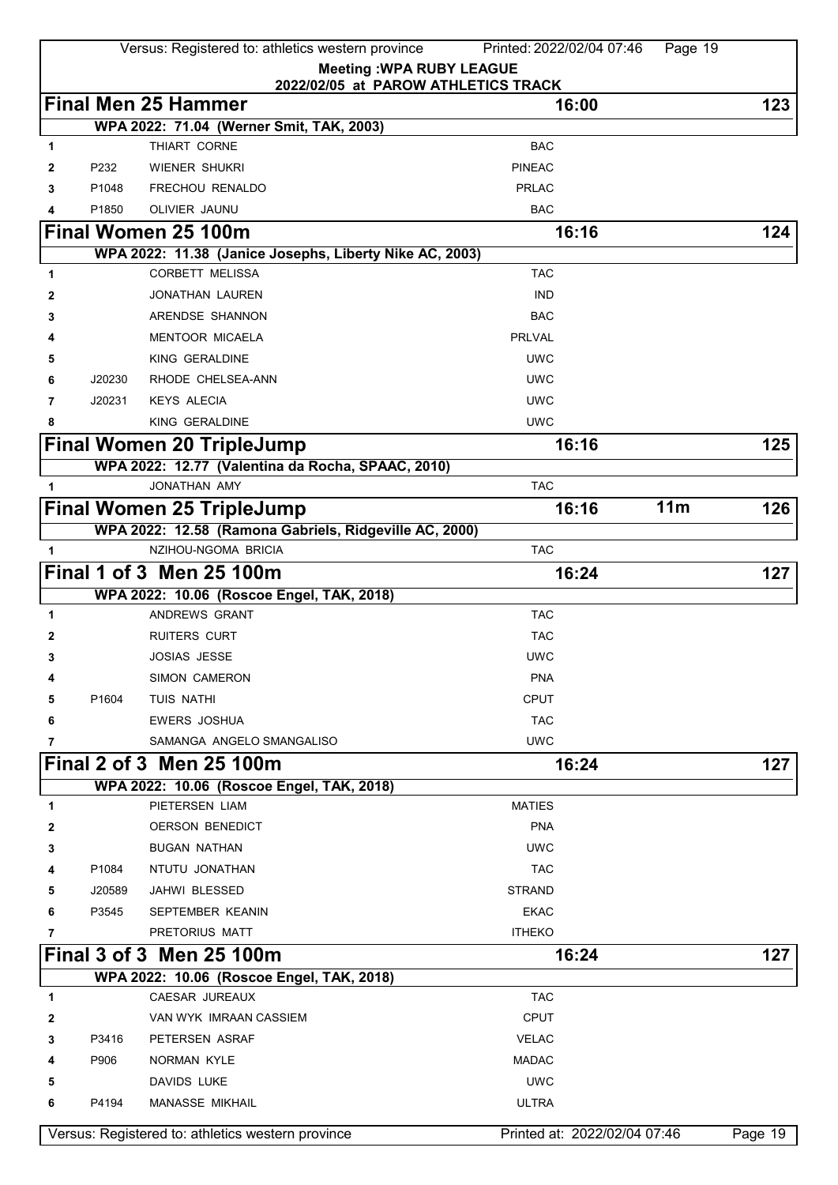**Meeting :WPA RUBY LEAGUE**
**2022/02/05 at PAROW ATHLETICS TRACK**

## Final Men 25 Hammer — 16:00 — 123

WPA 2022: 71.04 (Werner Smit, TAK, 2003)

| # | No. | Name | Club |
|---|---|---|---|
| 1 | | THIART CORNE | BAC |
| 2 | P232 | WIENER SHUKRI | PINEAC |
| 3 | P1048 | FRECHOU RENALDO | PRLAC |
| 4 | P1850 | OLIVIER JAUNU | BAC |

## Final Women 25 100m — 16:16 — 124

WPA 2022: 11.38 (Janice Josephs, Liberty Nike AC, 2003)

| # | No. | Name | Club |
|---|---|---|---|
| 1 | | CORBETT MELISSA | TAC |
| 2 | | JONATHAN LAUREN | IND |
| 3 | | ARENDSE SHANNON | BAC |
| 4 | | MENTOOR MICAELA | PRLVAL |
| 5 | | KING GERALDINE | UWC |
| 6 | J20230 | RHODE CHELSEA-ANN | UWC |
| 7 | J20231 | KEYS ALECIA | UWC |
| 8 | | KING GERALDINE | UWC |

## Final Women 20 TripleJump — 16:16 — 125

WPA 2022: 12.77 (Valentina da Rocha, SPAAC, 2010)

| # | No. | Name | Club |
|---|---|---|---|
| 1 | | JONATHAN AMY | TAC |

## Final Women 25 TripleJump — 16:16 — 11m — 126

WPA 2022: 12.58 (Ramona Gabriels, Ridgeville AC, 2000)

| # | No. | Name | Club |
|---|---|---|---|
| 1 | | NZIHOU-NGOMA BRICIA | TAC |

## Final 1 of 3 Men 25 100m — 16:24 — 127

WPA 2022: 10.06 (Roscoe Engel, TAK, 2018)

| # | No. | Name | Club |
|---|---|---|---|
| 1 | | ANDREWS GRANT | TAC |
| 2 | | RUITERS CURT | TAC |
| 3 | | JOSIAS JESSE | UWC |
| 4 | | SIMON CAMERON | PNA |
| 5 | P1604 | TUIS NATHI | CPUT |
| 6 | | EWERS JOSHUA | TAC |
| 7 | | SAMANGA ANGELO SMANGALISO | UWC |

## Final 2 of 3 Men 25 100m — 16:24 — 127

WPA 2022: 10.06 (Roscoe Engel, TAK, 2018)

| # | No. | Name | Club |
|---|---|---|---|
| 1 | | PIETERSEN LIAM | MATIES |
| 2 | | OERSON BENEDICT | PNA |
| 3 | | BUGAN NATHAN | UWC |
| 4 | P1084 | NTUTU JONATHAN | TAC |
| 5 | J20589 | JAHWI BLESSED | STRAND |
| 6 | P3545 | SEPTEMBER KEANIN | EKAC |
| 7 | | PRETORIUS MATT | ITHEKO |

## Final 3 of 3 Men 25 100m — 16:24 — 127

WPA 2022: 10.06 (Roscoe Engel, TAK, 2018)

| # | No. | Name | Club |
|---|---|---|---|
| 1 | | CAESAR JUREAUX | TAC |
| 2 | | VAN WYK IMRAAN CASSIEM | CPUT |
| 3 | P3416 | PETERSEN ASRAF | VELAC |
| 4 | P906 | NORMAN KYLE | MADAC |
| 5 | | DAVIDS LUKE | UWC |
| 6 | P4194 | MANASSE MIKHAIL | ULTRA |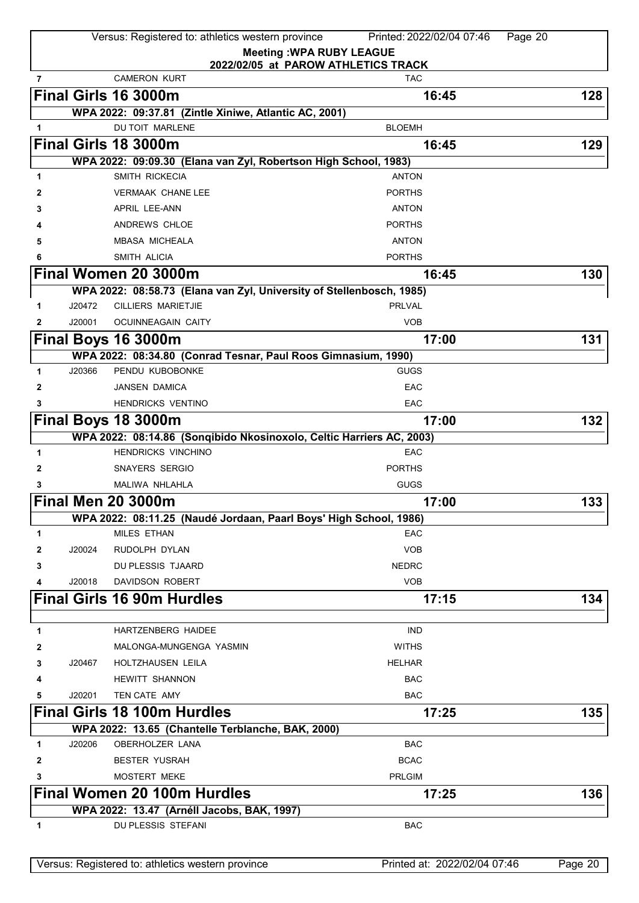**Meeting :WPA RUBY LEAGUE**
**2022/02/05 at PAROW ATHLETICS TRACK**

| 7 | | CAMERON KURT | TAC |
|---|---|---|---|

## Final Girls 16 3000m — 16:45 — 128

**WPA 2022: 09:37.81 (Zintle Xiniwe, Atlantic AC, 2001)**

| # | No. | Name | Club |
|---|---|---|---|
| 1 | | DU TOIT MARLENE | BLOEMH |

## Final Girls 18 3000m — 16:45 — 129

**WPA 2022: 09:09.30 (Elana van Zyl, Robertson High School, 1983)**

| # | No. | Name | Club |
|---|---|---|---|
| 1 | | SMITH RICKECIA | ANTON |
| 2 | | VERMAAK CHANE LEE | PORTHS |
| 3 | | APRIL LEE-ANN | ANTON |
| 4 | | ANDREWS CHLOE | PORTHS |
| 5 | | MBASA MICHEALA | ANTON |
| 6 | | SMITH ALICIA | PORTHS |

## Final Women 20 3000m — 16:45 — 130

**WPA 2022: 08:58.73 (Elana van Zyl, University of Stellenbosch, 1985)**

| # | No. | Name | Club |
|---|---|---|---|
| 1 | J20472 | CILLIERS MARIETJIE | PRLVAL |
| 2 | J20001 | OCUINNEAGAIN CAITY | VOB |

## Final Boys 16 3000m — 17:00 — 131

**WPA 2022: 08:34.80 (Conrad Tesnar, Paul Roos Gimnasium, 1990)**

| # | No. | Name | Club |
|---|---|---|---|
| 1 | J20366 | PENDU KUBOBONKE | GUGS |
| 2 | | JANSEN DAMICA | EAC |
| 3 | | HENDRICKS VENTINO | EAC |

## Final Boys 18 3000m — 17:00 — 132

**WPA 2022: 08:14.86 (Sonqibido Nkosinoxolo, Celtic Harriers AC, 2003)**

| # | No. | Name | Club |
|---|---|---|---|
| 1 | | HENDRICKS VINCHINO | EAC |
| 2 | | SNAYERS SERGIO | PORTHS |
| 3 | | MALIWA NHLAHLA | GUGS |

## Final Men 20 3000m — 17:00 — 133

**WPA 2022: 08:11.25 (Naudé Jordaan, Paarl Boys' High School, 1986)**

| # | No. | Name | Club |
|---|---|---|---|
| 1 | | MILES ETHAN | EAC |
| 2 | J20024 | RUDOLPH DYLAN | VOB |
| 3 | | DU PLESSIS TJAARD | NEDRC |
| 4 | J20018 | DAVIDSON ROBERT | VOB |

## Final Girls 16 90m Hurdles — 17:15 — 134

| # | No. | Name | Club |
|---|---|---|---|
| 1 | | HARTZENBERG HAIDEE | IND |
| 2 | | MALONGA-MUNGENGA YASMIN | WITHS |
| 3 | J20467 | HOLTZHAUSEN LEILA | HELHAR |
| 4 | | HEWITT SHANNON | BAC |
| 5 | J20201 | TEN CATE AMY | BAC |

## Final Girls 18 100m Hurdles — 17:25 — 135

**WPA 2022: 13.65 (Chantelle Terblanche, BAK, 2000)**

| # | No. | Name | Club |
|---|---|---|---|
| 1 | J20206 | OBERHOLZER LANA | BAC |
| 2 | | BESTER YUSRAH | BCAC |
| 3 | | MOSTERT MEKE | PRLGIM |

## Final Women 20 100m Hurdles — 17:25 — 136

**WPA 2022: 13.47 (Arnéll Jacobs, BAK, 1997)**

| # | No. | Name | Club |
|---|---|---|---|
| 1 | | DU PLESSIS STEFANI | BAC |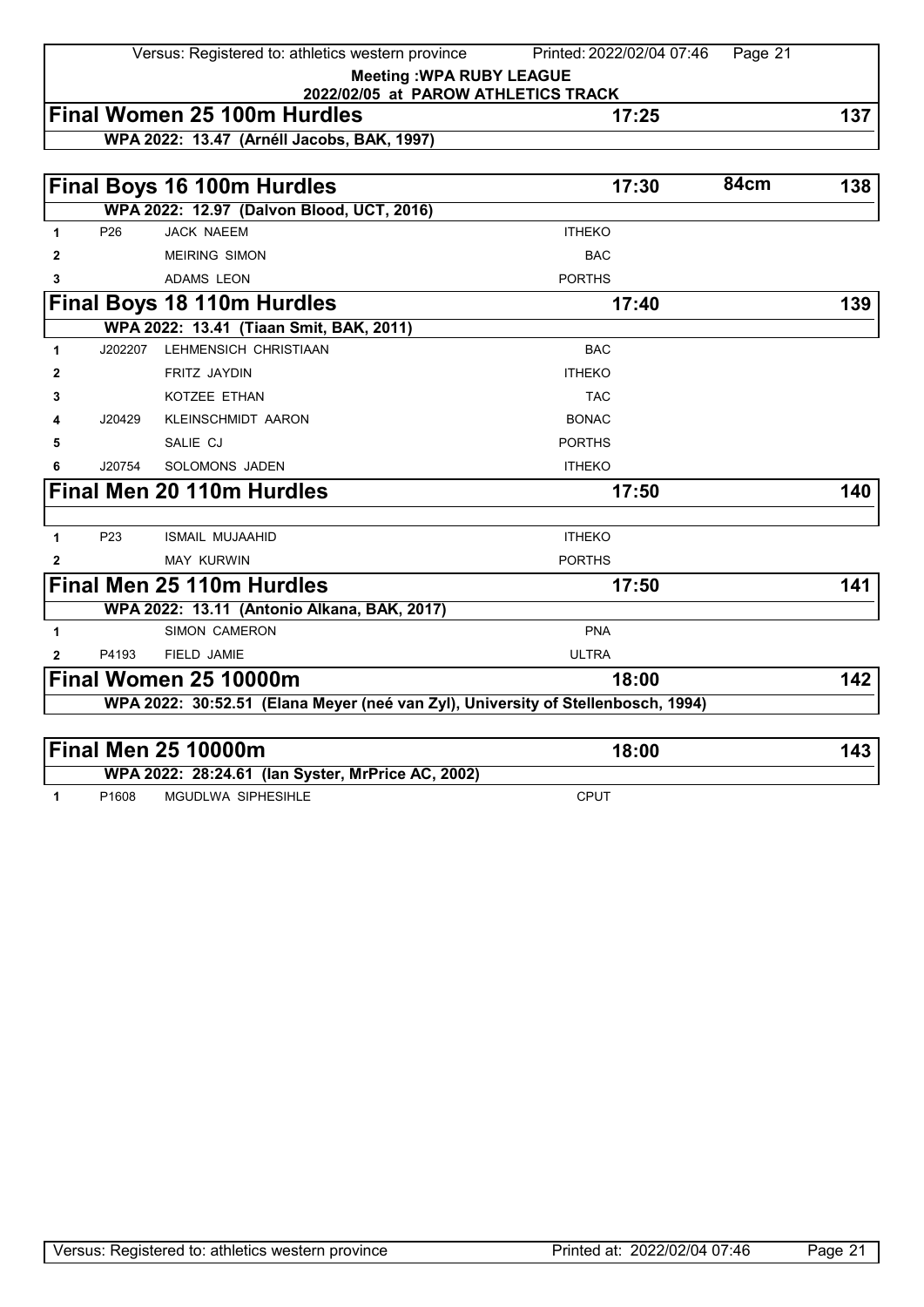**Meeting :WPA RUBY LEAGUE**
**2022/02/05 at PAROW ATHLETICS TRACK**

## Final Women 25 100m Hurdles — 17:25 — 137

**WPA 2022: 13.47 (Arnéll Jacobs, BAK, 1997)**

## Final Boys 16 100m Hurdles — 17:30 — 84cm — 138

**WPA 2022: 12.97 (Dalvon Blood, UCT, 2016)**

| | | | |
|---|---|---|---|
| 1 | P26 | JACK NAEEM | ITHEKO |
| 2 | | MEIRING SIMON | BAC |
| 3 | | ADAMS LEON | PORTHS |

## Final Boys 18 110m Hurdles — 17:40 — 139

**WPA 2022: 13.41 (Tiaan Smit, BAK, 2011)**

| | | | |
|---|---|---|---|
| 1 | J202207 | LEHMENSICH CHRISTIAAN | BAC |
| 2 | | FRITZ JAYDIN | ITHEKO |
| 3 | | KOTZEE ETHAN | TAC |
| 4 | J20429 | KLEINSCHMIDT AARON | BONAC |
| 5 | | SALIE CJ | PORTHS |
| 6 | J20754 | SOLOMONS JADEN | ITHEKO |

## Final Men 20 110m Hurdles — 17:50 — 140

| | | | |
|---|---|---|---|
| 1 | P23 | ISMAIL MUJAAHID | ITHEKO |
| 2 | | MAY KURWIN | PORTHS |

## Final Men 25 110m Hurdles — 17:50 — 141

**WPA 2022: 13.11 (Antonio Alkana, BAK, 2017)**

| | | | |
|---|---|---|---|
| 1 | | SIMON CAMERON | PNA |
| 2 | P4193 | FIELD JAMIE | ULTRA |

## Final Women 25 10000m — 18:00 — 142

**WPA 2022: 30:52.51 (Elana Meyer (neé van Zyl), University of Stellenbosch, 1994)**

## Final Men 25 10000m — 18:00 — 143

**WPA 2022: 28:24.61 (Ian Syster, MrPrice AC, 2002)**

| | | | |
|---|---|---|---|
| 1 | P1608 | MGUDLWA SIPHESIHLE | CPUT |